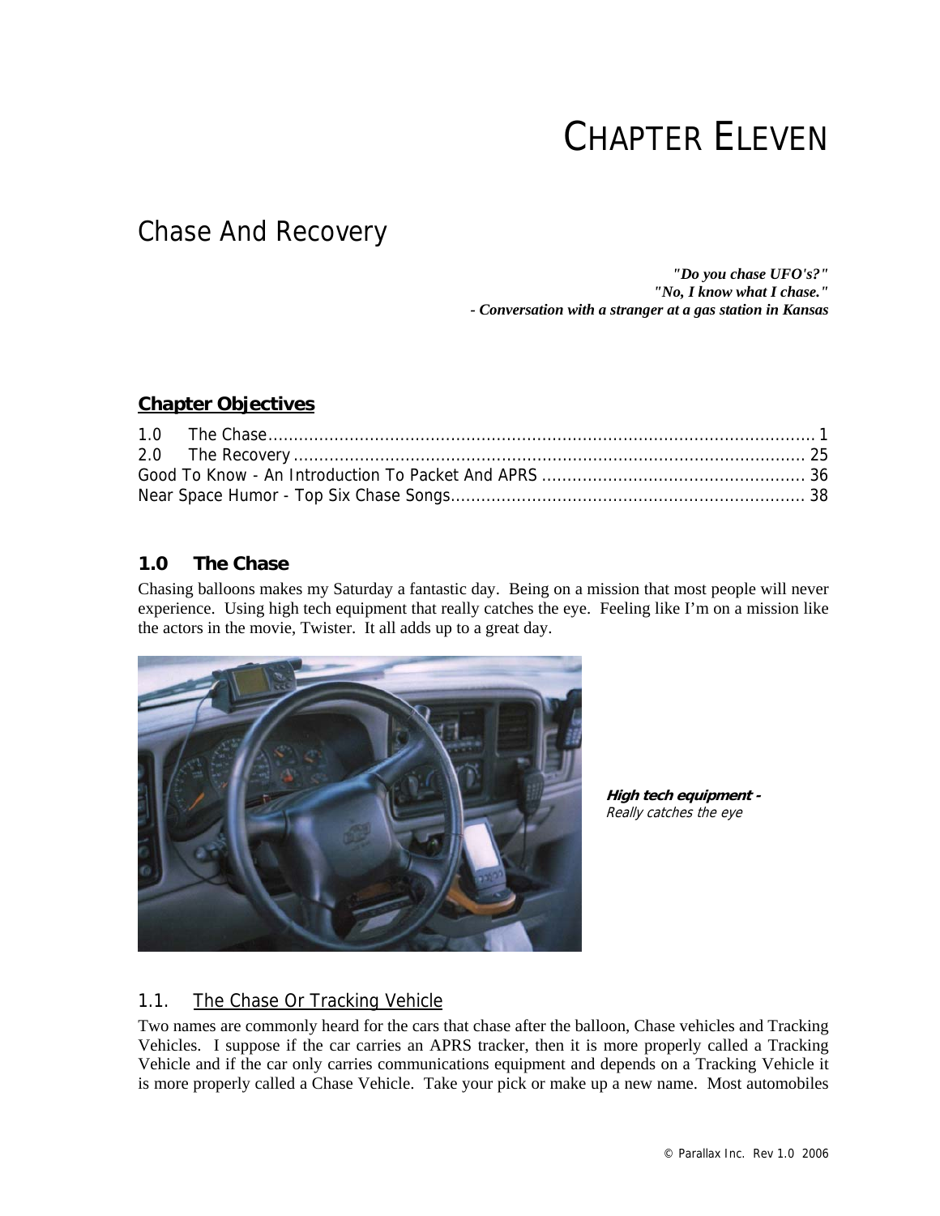# CHAPTER ELEVEN

## Chase And Recovery

***"Do you chase UFO's?"***
***"No, I know what I chase."***
***- Conversation with a stranger at a gas station in Kansas***

### Chapter Objectives

1.0 The Chase........................................................................................................ 1
2.0 The Recovery ................................................................................................. 25
Good To Know - An Introduction To Packet And APRS .................................................. 36
Near Space Humor - Top Six Chase Songs.................................................................... 38

### 1.0 The Chase

Chasing balloons makes my Saturday a fantastic day. Being on a mission that most people will never experience. Using high tech equipment that really catches the eye. Feeling like I'm on a mission like the actors in the movie, Twister. It all adds up to a great day.

***High tech equipment -***
*Really catches the eye*

#### 1.1. The Chase Or Tracking Vehicle

Two names are commonly heard for the cars that chase after the balloon, Chase vehicles and Tracking Vehicles. I suppose if the car carries an APRS tracker, then it is more properly called a Tracking Vehicle and if the car only carries communications equipment and depends on a Tracking Vehicle it is more properly called a Chase Vehicle. Take your pick or make up a new name. Most automobiles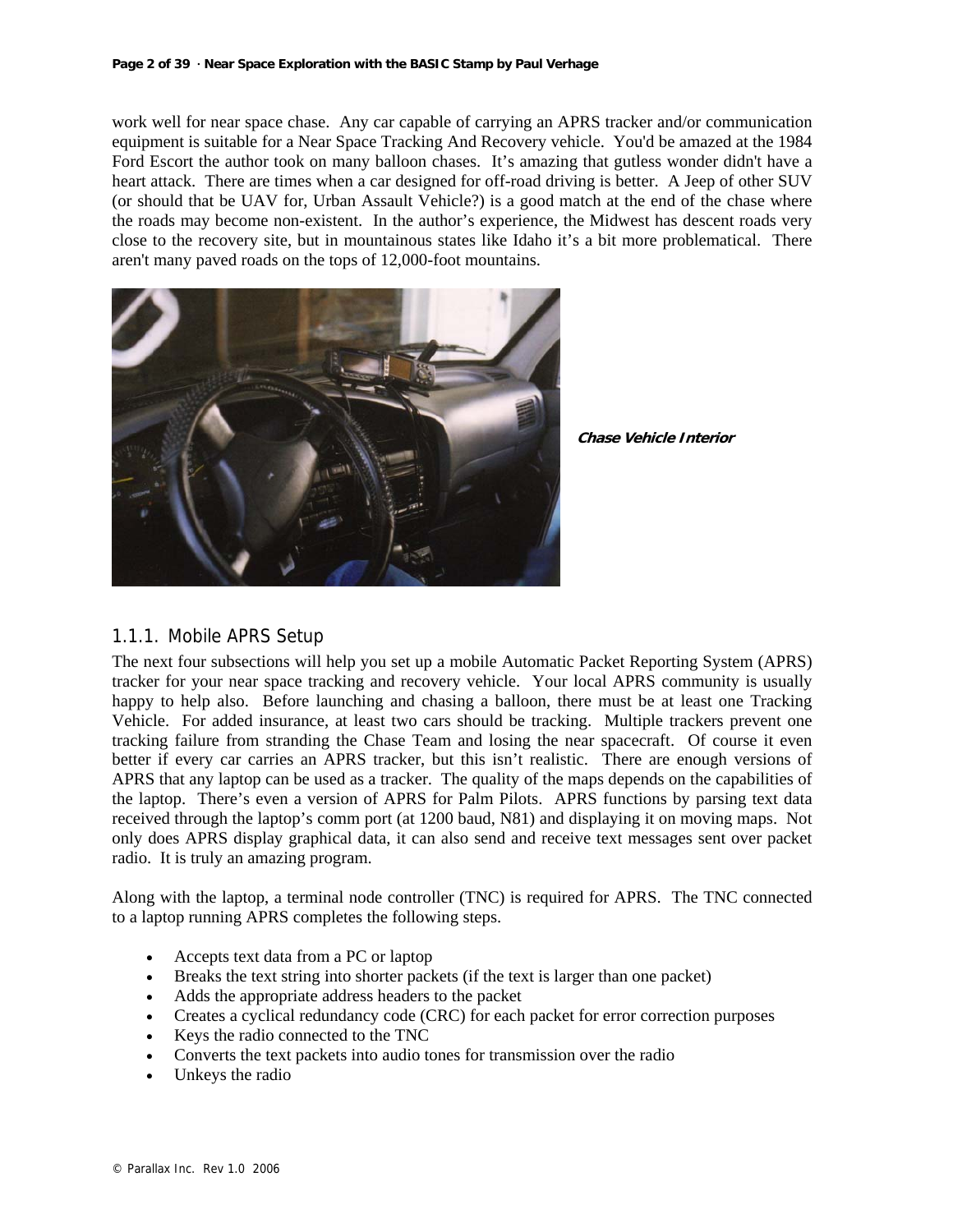work well for near space chase. Any car capable of carrying an APRS tracker and/or communication equipment is suitable for a Near Space Tracking And Recovery vehicle. You'd be amazed at the 1984 Ford Escort the author took on many balloon chases. It's amazing that gutless wonder didn't have a heart attack. There are times when a car designed for off-road driving is better. A Jeep of other SUV (or should that be UAV for, Urban Assault Vehicle?) is a good match at the end of the chase where the roads may become non-existent. In the author's experience, the Midwest has descent roads very close to the recovery site, but in mountainous states like Idaho it's a bit more problematical. There aren't many paved roads on the tops of 12,000-foot mountains.

***Chase Vehicle Interior***

### 1.1.1. Mobile APRS Setup

The next four subsections will help you set up a mobile Automatic Packet Reporting System (APRS) tracker for your near space tracking and recovery vehicle. Your local APRS community is usually happy to help also. Before launching and chasing a balloon, there must be at least one Tracking Vehicle. For added insurance, at least two cars should be tracking. Multiple trackers prevent one tracking failure from stranding the Chase Team and losing the near spacecraft. Of course it even better if every car carries an APRS tracker, but this isn't realistic. There are enough versions of APRS that any laptop can be used as a tracker. The quality of the maps depends on the capabilities of the laptop. There's even a version of APRS for Palm Pilots. APRS functions by parsing text data received through the laptop's comm port (at 1200 baud, N81) and displaying it on moving maps. Not only does APRS display graphical data, it can also send and receive text messages sent over packet radio. It is truly an amazing program.

Along with the laptop, a terminal node controller (TNC) is required for APRS. The TNC connected to a laptop running APRS completes the following steps.

- Accepts text data from a PC or laptop
- Breaks the text string into shorter packets (if the text is larger than one packet)
- Adds the appropriate address headers to the packet
- Creates a cyclical redundancy code (CRC) for each packet for error correction purposes
- Keys the radio connected to the TNC
- Converts the text packets into audio tones for transmission over the radio
- Unkeys the radio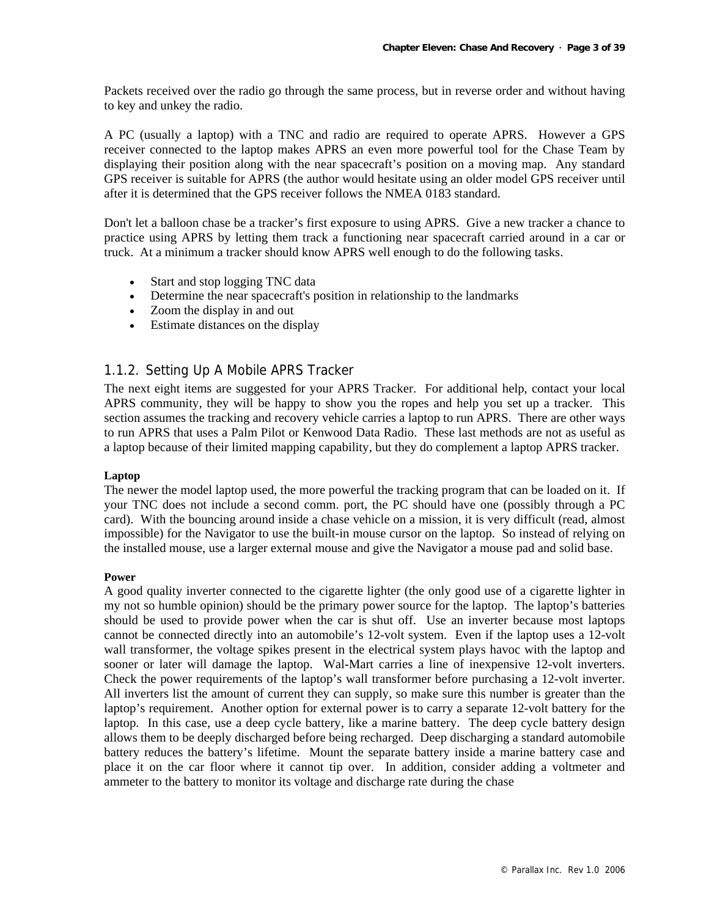Packets received over the radio go through the same process, but in reverse order and without having to key and unkey the radio.

A PC (usually a laptop) with a TNC and radio are required to operate APRS. However a GPS receiver connected to the laptop makes APRS an even more powerful tool for the Chase Team by displaying their position along with the near spacecraft's position on a moving map. Any standard GPS receiver is suitable for APRS (the author would hesitate using an older model GPS receiver until after it is determined that the GPS receiver follows the NMEA 0183 standard.

Don't let a balloon chase be a tracker's first exposure to using APRS. Give a new tracker a chance to practice using APRS by letting them track a functioning near spacecraft carried around in a car or truck. At a minimum a tracker should know APRS well enough to do the following tasks.

- Start and stop logging TNC data
- Determine the near spacecraft's position in relationship to the landmarks
- Zoom the display in and out
- Estimate distances on the display

### 1.1.2. Setting Up A Mobile APRS Tracker

The next eight items are suggested for your APRS Tracker. For additional help, contact your local APRS community, they will be happy to show you the ropes and help you set up a tracker. This section assumes the tracking and recovery vehicle carries a laptop to run APRS. There are other ways to run APRS that uses a Palm Pilot or Kenwood Data Radio. These last methods are not as useful as a laptop because of their limited mapping capability, but they do complement a laptop APRS tracker.

**Laptop**

The newer the model laptop used, the more powerful the tracking program that can be loaded on it. If your TNC does not include a second comm. port, the PC should have one (possibly through a PC card). With the bouncing around inside a chase vehicle on a mission, it is very difficult (read, almost impossible) for the Navigator to use the built-in mouse cursor on the laptop. So instead of relying on the installed mouse, use a larger external mouse and give the Navigator a mouse pad and solid base.

**Power**

A good quality inverter connected to the cigarette lighter (the only good use of a cigarette lighter in my not so humble opinion) should be the primary power source for the laptop. The laptop's batteries should be used to provide power when the car is shut off. Use an inverter because most laptops cannot be connected directly into an automobile's 12-volt system. Even if the laptop uses a 12-volt wall transformer, the voltage spikes present in the electrical system plays havoc with the laptop and sooner or later will damage the laptop. Wal-Mart carries a line of inexpensive 12-volt inverters. Check the power requirements of the laptop's wall transformer before purchasing a 12-volt inverter. All inverters list the amount of current they can supply, so make sure this number is greater than the laptop's requirement. Another option for external power is to carry a separate 12-volt battery for the laptop. In this case, use a deep cycle battery, like a marine battery. The deep cycle battery design allows them to be deeply discharged before being recharged. Deep discharging a standard automobile battery reduces the battery's lifetime. Mount the separate battery inside a marine battery case and place it on the car floor where it cannot tip over. In addition, consider adding a voltmeter and ammeter to the battery to monitor its voltage and discharge rate during the chase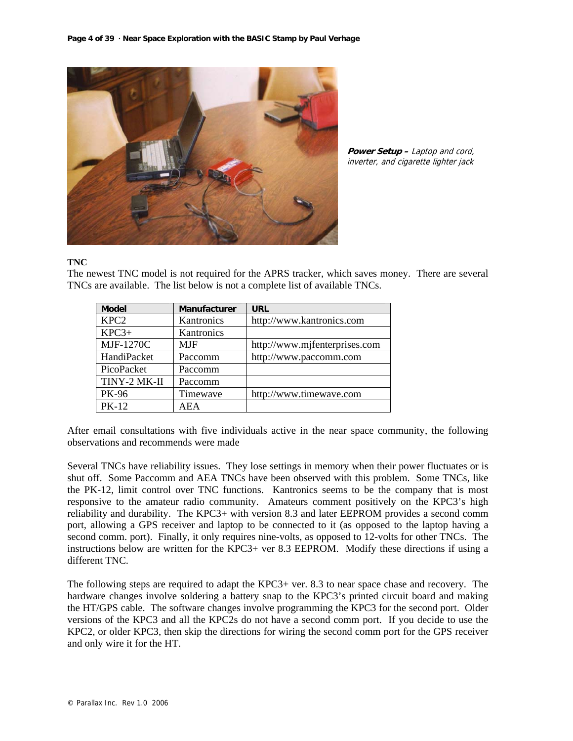**Power Setup –** *Laptop and cord, inverter, and cigarette lighter jack*

**TNC**

The newest TNC model is not required for the APRS tracker, which saves money. There are several TNCs are available. The list below is not a complete list of available TNCs.

| Model | Manufacturer | URL |
|---|---|---|
| KPC2 | Kantronics | http://www.kantronics.com |
| KPC3+ | Kantronics | |
| MJF-1270C | MJF | http://www.mjfenterprises.com |
| HandiPacket | Paccomm | http://www.paccomm.com |
| PicoPacket | Paccomm | |
| TINY-2 MK-II | Paccomm | |
| PK-96 | Timewave | http://www.timewave.com |
| PK-12 | AEA | |

After email consultations with five individuals active in the near space community, the following observations and recommends were made

Several TNCs have reliability issues. They lose settings in memory when their power fluctuates or is shut off. Some Paccomm and AEA TNCs have been observed with this problem. Some TNCs, like the PK-12, limit control over TNC functions. Kantronics seems to be the company that is most responsive to the amateur radio community. Amateurs comment positively on the KPC3's high reliability and durability. The KPC3+ with version 8.3 and later EEPROM provides a second comm port, allowing a GPS receiver and laptop to be connected to it (as opposed to the laptop having a second comm. port). Finally, it only requires nine-volts, as opposed to 12-volts for other TNCs. The instructions below are written for the KPC3+ ver 8.3 EEPROM. Modify these directions if using a different TNC.

The following steps are required to adapt the KPC3+ ver. 8.3 to near space chase and recovery. The hardware changes involve soldering a battery snap to the KPC3's printed circuit board and making the HT/GPS cable. The software changes involve programming the KPC3 for the second port. Older versions of the KPC3 and all the KPC2s do not have a second comm port. If you decide to use the KPC2, or older KPC3, then skip the directions for wiring the second comm port for the GPS receiver and only wire it for the HT.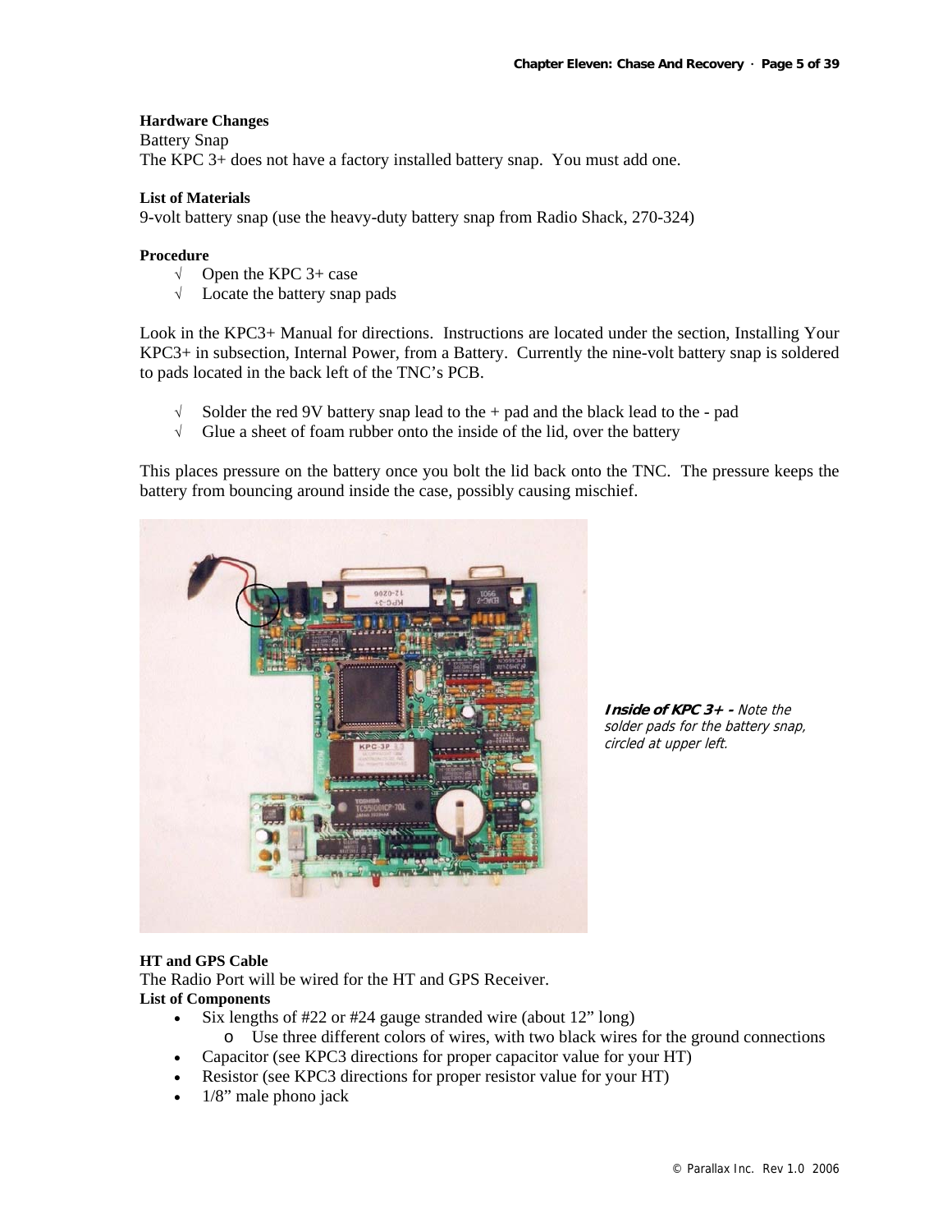**Hardware Changes**

Battery Snap

The KPC 3+ does not have a factory installed battery snap. You must add one.

**List of Materials**

9-volt battery snap (use the heavy-duty battery snap from Radio Shack, 270-324)

**Procedure**

- √ Open the KPC 3+ case
- √ Locate the battery snap pads

Look in the KPC3+ Manual for directions. Instructions are located under the section, Installing Your KPC3+ in subsection, Internal Power, from a Battery. Currently the nine-volt battery snap is soldered to pads located in the back left of the TNC's PCB.

- √ Solder the red 9V battery snap lead to the + pad and the black lead to the - pad
- √ Glue a sheet of foam rubber onto the inside of the lid, over the battery

This places pressure on the battery once you bolt the lid back onto the TNC. The pressure keeps the battery from bouncing around inside the case, possibly causing mischief.

***Inside of KPC 3+ -*** *Note the solder pads for the battery snap, circled at upper left.*

**HT and GPS Cable**

The Radio Port will be wired for the HT and GPS Receiver.

**List of Components**

- Six lengths of #22 or #24 gauge stranded wire (about 12" long)
  - Use three different colors of wires, with two black wires for the ground connections
- Capacitor (see KPC3 directions for proper capacitor value for your HT)
- Resistor (see KPC3 directions for proper resistor value for your HT)
- 1/8" male phono jack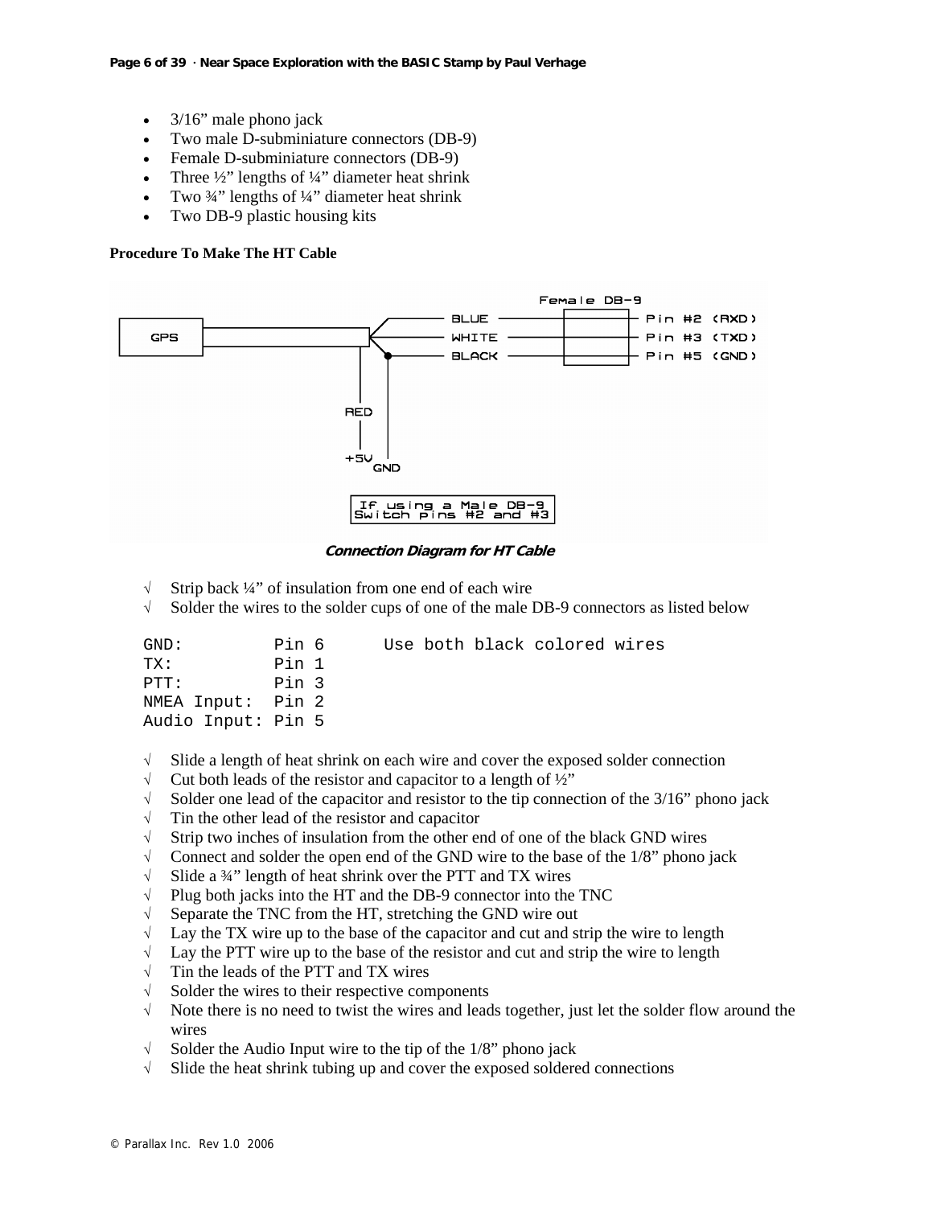- 3/16” male phono jack
- Two male D-subminiature connectors (DB-9)
- Female D-subminiature connectors (DB-9)
- Three ½” lengths of ¼” diameter heat shrink
- Two ¾” lengths of ¼” diameter heat shrink
- Two DB-9 plastic housing kits

**Procedure To Make The HT Cable**

***Connection Diagram for HT Cable***

√ Strip back ¼” of insulation from one end of each wire

√ Solder the wires to the solder cups of one of the male DB-9 connectors as listed below

```
GND:         Pin 6      Use both black colored wires
TX:          Pin 1
PTT:         Pin 3
NMEA Input:  Pin 2
Audio Input: Pin 5
```

√ Slide a length of heat shrink on each wire and cover the exposed solder connection

√ Cut both leads of the resistor and capacitor to a length of ½”

√ Solder one lead of the capacitor and resistor to the tip connection of the 3/16” phono jack

√ Tin the other lead of the resistor and capacitor

√ Strip two inches of insulation from the other end of one of the black GND wires

√ Connect and solder the open end of the GND wire to the base of the 1/8” phono jack

√ Slide a ¾” length of heat shrink over the PTT and TX wires

√ Plug both jacks into the HT and the DB-9 connector into the TNC

√ Separate the TNC from the HT, stretching the GND wire out

√ Lay the TX wire up to the base of the capacitor and cut and strip the wire to length

√ Lay the PTT wire up to the base of the resistor and cut and strip the wire to length

√ Tin the leads of the PTT and TX wires

√ Solder the wires to their respective components

√ Note there is no need to twist the wires and leads together, just let the solder flow around the wires

√ Solder the Audio Input wire to the tip of the 1/8” phono jack

√ Slide the heat shrink tubing up and cover the exposed soldered connections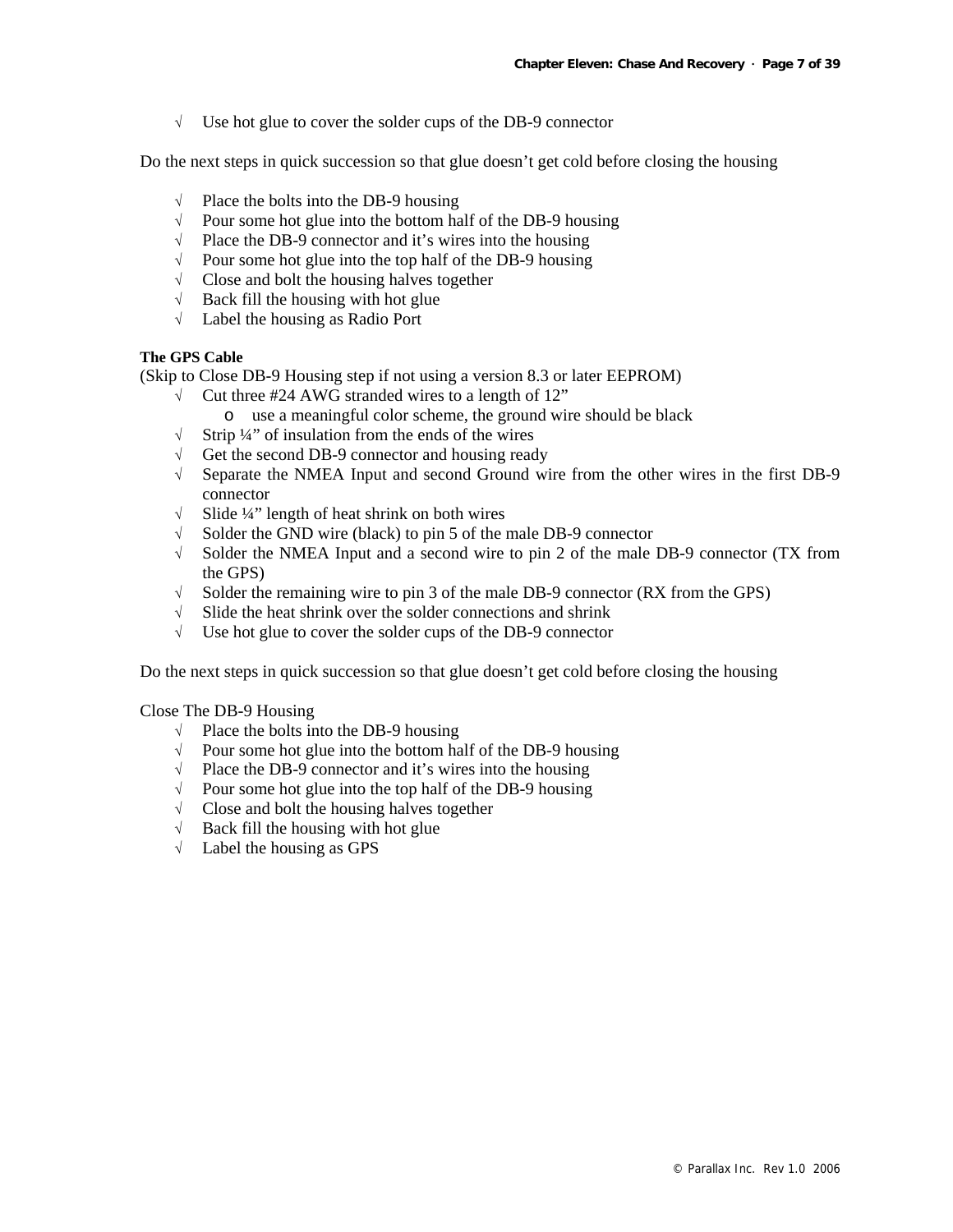- √ Use hot glue to cover the solder cups of the DB-9 connector

Do the next steps in quick succession so that glue doesn't get cold before closing the housing

- √ Place the bolts into the DB-9 housing
- √ Pour some hot glue into the bottom half of the DB-9 housing
- √ Place the DB-9 connector and it's wires into the housing
- √ Pour some hot glue into the top half of the DB-9 housing
- √ Close and bolt the housing halves together
- √ Back fill the housing with hot glue
- √ Label the housing as Radio Port

**The GPS Cable**

(Skip to Close DB-9 Housing step if not using a version 8.3 or later EEPROM)

- √ Cut three #24 AWG stranded wires to a length of 12"
  - o use a meaningful color scheme, the ground wire should be black
- √ Strip ¼" of insulation from the ends of the wires
- √ Get the second DB-9 connector and housing ready
- √ Separate the NMEA Input and second Ground wire from the other wires in the first DB-9 connector
- √ Slide ¼" length of heat shrink on both wires
- √ Solder the GND wire (black) to pin 5 of the male DB-9 connector
- √ Solder the NMEA Input and a second wire to pin 2 of the male DB-9 connector (TX from the GPS)
- √ Solder the remaining wire to pin 3 of the male DB-9 connector (RX from the GPS)
- √ Slide the heat shrink over the solder connections and shrink
- √ Use hot glue to cover the solder cups of the DB-9 connector

Do the next steps in quick succession so that glue doesn't get cold before closing the housing

Close The DB-9 Housing

- √ Place the bolts into the DB-9 housing
- √ Pour some hot glue into the bottom half of the DB-9 housing
- √ Place the DB-9 connector and it's wires into the housing
- √ Pour some hot glue into the top half of the DB-9 housing
- √ Close and bolt the housing halves together
- √ Back fill the housing with hot glue
- √ Label the housing as GPS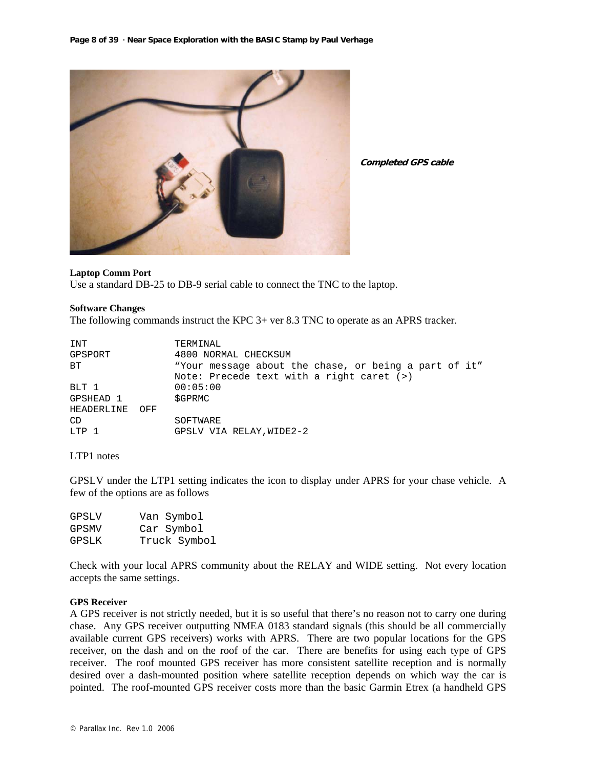*Completed GPS cable*

**Laptop Comm Port**

Use a standard DB-25 to DB-9 serial cable to connect the TNC to the laptop.

**Software Changes**

The following commands instruct the KPC 3+ ver 8.3 TNC to operate as an APRS tracker.

```
INT              TERMINAL
GPSPORT          4800 NORMAL CHECKSUM
BT               “Your message about the chase, or being a part of it”
                 Note: Precede text with a right caret (>)
BLT 1            00:05:00
GPSHEAD 1        $GPRMC
HEADERLINE  OFF
CD               SOFTWARE
LTP 1            GPSLV VIA RELAY,WIDE2-2
```

LTP1 notes

GPSLV under the LTP1 setting indicates the icon to display under APRS for your chase vehicle. A few of the options are as follows

```
GPSLV      Van Symbol
GPSMV      Car Symbol
GPSLK      Truck Symbol
```

Check with your local APRS community about the RELAY and WIDE setting. Not every location accepts the same settings.

**GPS Receiver**

A GPS receiver is not strictly needed, but it is so useful that there's no reason not to carry one during chase. Any GPS receiver outputting NMEA 0183 standard signals (this should be all commercially available current GPS receivers) works with APRS. There are two popular locations for the GPS receiver, on the dash and on the roof of the car. There are benefits for using each type of GPS receiver. The roof mounted GPS receiver has more consistent satellite reception and is normally desired over a dash-mounted position where satellite reception depends on which way the car is pointed. The roof-mounted GPS receiver costs more than the basic Garmin Etrex (a handheld GPS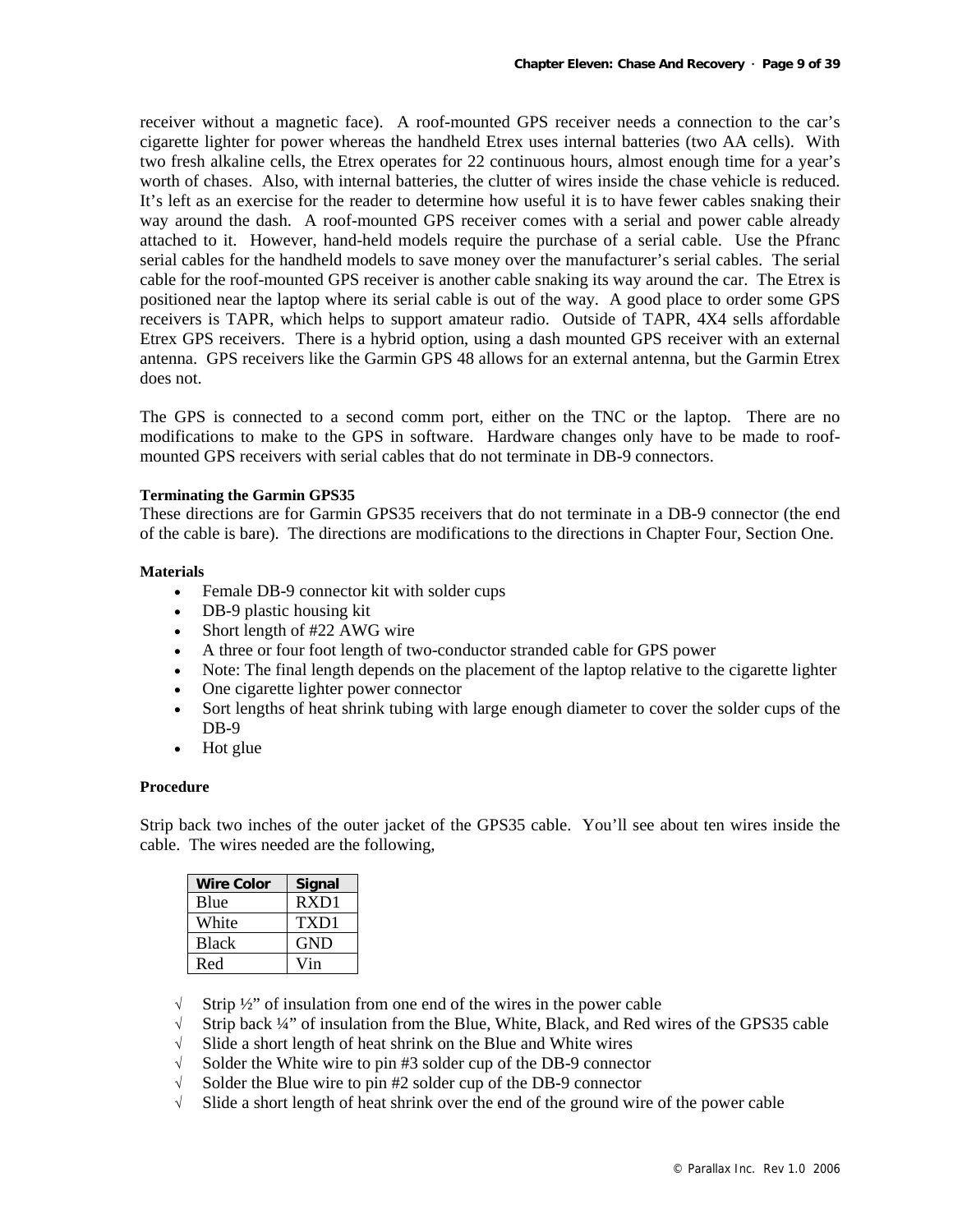receiver without a magnetic face). A roof-mounted GPS receiver needs a connection to the car's cigarette lighter for power whereas the handheld Etrex uses internal batteries (two AA cells). With two fresh alkaline cells, the Etrex operates for 22 continuous hours, almost enough time for a year's worth of chases. Also, with internal batteries, the clutter of wires inside the chase vehicle is reduced. It's left as an exercise for the reader to determine how useful it is to have fewer cables snaking their way around the dash. A roof-mounted GPS receiver comes with a serial and power cable already attached to it. However, hand-held models require the purchase of a serial cable. Use the Pfranc serial cables for the handheld models to save money over the manufacturer's serial cables. The serial cable for the roof-mounted GPS receiver is another cable snaking its way around the car. The Etrex is positioned near the laptop where its serial cable is out of the way. A good place to order some GPS receivers is TAPR, which helps to support amateur radio. Outside of TAPR, 4X4 sells affordable Etrex GPS receivers. There is a hybrid option, using a dash mounted GPS receiver with an external antenna. GPS receivers like the Garmin GPS 48 allows for an external antenna, but the Garmin Etrex does not.

The GPS is connected to a second comm port, either on the TNC or the laptop. There are no modifications to make to the GPS in software. Hardware changes only have to be made to roof-mounted GPS receivers with serial cables that do not terminate in DB-9 connectors.

#### Terminating the Garmin GPS35

These directions are for Garmin GPS35 receivers that do not terminate in a DB-9 connector (the end of the cable is bare). The directions are modifications to the directions in Chapter Four, Section One.

#### Materials

- Female DB-9 connector kit with solder cups
- DB-9 plastic housing kit
- Short length of #22 AWG wire
- A three or four foot length of two-conductor stranded cable for GPS power
- Note: The final length depends on the placement of the laptop relative to the cigarette lighter
- One cigarette lighter power connector
- Sort lengths of heat shrink tubing with large enough diameter to cover the solder cups of the DB-9
- Hot glue

#### Procedure

Strip back two inches of the outer jacket of the GPS35 cable. You'll see about ten wires inside the cable. The wires needed are the following,

| Wire Color | Signal |
| --- | --- |
| Blue | RXD1 |
| White | TXD1 |
| Black | GND |
| Red | Vin |

- √ Strip ½" of insulation from one end of the wires in the power cable
- √ Strip back ¼" of insulation from the Blue, White, Black, and Red wires of the GPS35 cable
- √ Slide a short length of heat shrink on the Blue and White wires
- √ Solder the White wire to pin #3 solder cup of the DB-9 connector
- √ Solder the Blue wire to pin #2 solder cup of the DB-9 connector
- √ Slide a short length of heat shrink over the end of the ground wire of the power cable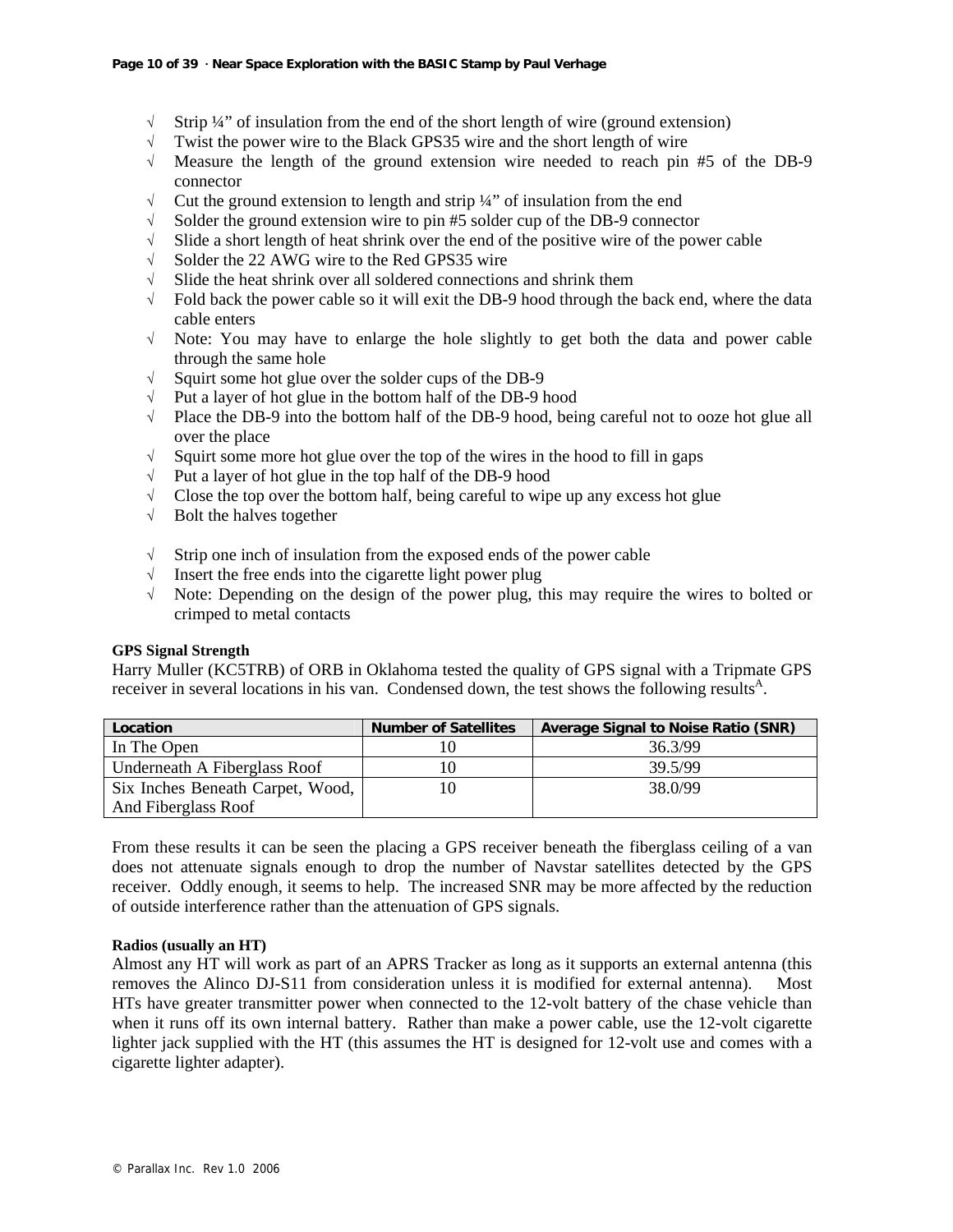- √ Strip ¼" of insulation from the end of the short length of wire (ground extension)
- √ Twist the power wire to the Black GPS35 wire and the short length of wire
- √ Measure the length of the ground extension wire needed to reach pin #5 of the DB-9 connector
- √ Cut the ground extension to length and strip ¼" of insulation from the end
- √ Solder the ground extension wire to pin #5 solder cup of the DB-9 connector
- √ Slide a short length of heat shrink over the end of the positive wire of the power cable
- √ Solder the 22 AWG wire to the Red GPS35 wire
- √ Slide the heat shrink over all soldered connections and shrink them
- √ Fold back the power cable so it will exit the DB-9 hood through the back end, where the data cable enters
- √ Note: You may have to enlarge the hole slightly to get both the data and power cable through the same hole
- √ Squirt some hot glue over the solder cups of the DB-9
- √ Put a layer of hot glue in the bottom half of the DB-9 hood
- √ Place the DB-9 into the bottom half of the DB-9 hood, being careful not to ooze hot glue all over the place
- √ Squirt some more hot glue over the top of the wires in the hood to fill in gaps
- √ Put a layer of hot glue in the top half of the DB-9 hood
- √ Close the top over the bottom half, being careful to wipe up any excess hot glue
- √ Bolt the halves together

- √ Strip one inch of insulation from the exposed ends of the power cable
- √ Insert the free ends into the cigarette light power plug
- √ Note: Depending on the design of the power plug, this may require the wires to bolted or crimped to metal contacts

**GPS Signal Strength**

Harry Muller (KC5TRB) of ORB in Oklahoma tested the quality of GPS signal with a Tripmate GPS receiver in several locations in his van. Condensed down, the test shows the following results[A].

| Location | Number of Satellites | Average Signal to Noise Ratio (SNR) |
|---|---|---|
| In The Open | 10 | 36.3/99 |
| Underneath A Fiberglass Roof | 10 | 39.5/99 |
| Six Inches Beneath Carpet, Wood, And Fiberglass Roof | 10 | 38.0/99 |

From these results it can be seen the placing a GPS receiver beneath the fiberglass ceiling of a van does not attenuate signals enough to drop the number of Navstar satellites detected by the GPS receiver. Oddly enough, it seems to help. The increased SNR may be more affected by the reduction of outside interference rather than the attenuation of GPS signals.

**Radios (usually an HT)**

Almost any HT will work as part of an APRS Tracker as long as it supports an external antenna (this removes the Alinco DJ-S11 from consideration unless it is modified for external antenna). Most HTs have greater transmitter power when connected to the 12-volt battery of the chase vehicle than when it runs off its own internal battery. Rather than make a power cable, use the 12-volt cigarette lighter jack supplied with the HT (this assumes the HT is designed for 12-volt use and comes with a cigarette lighter adapter).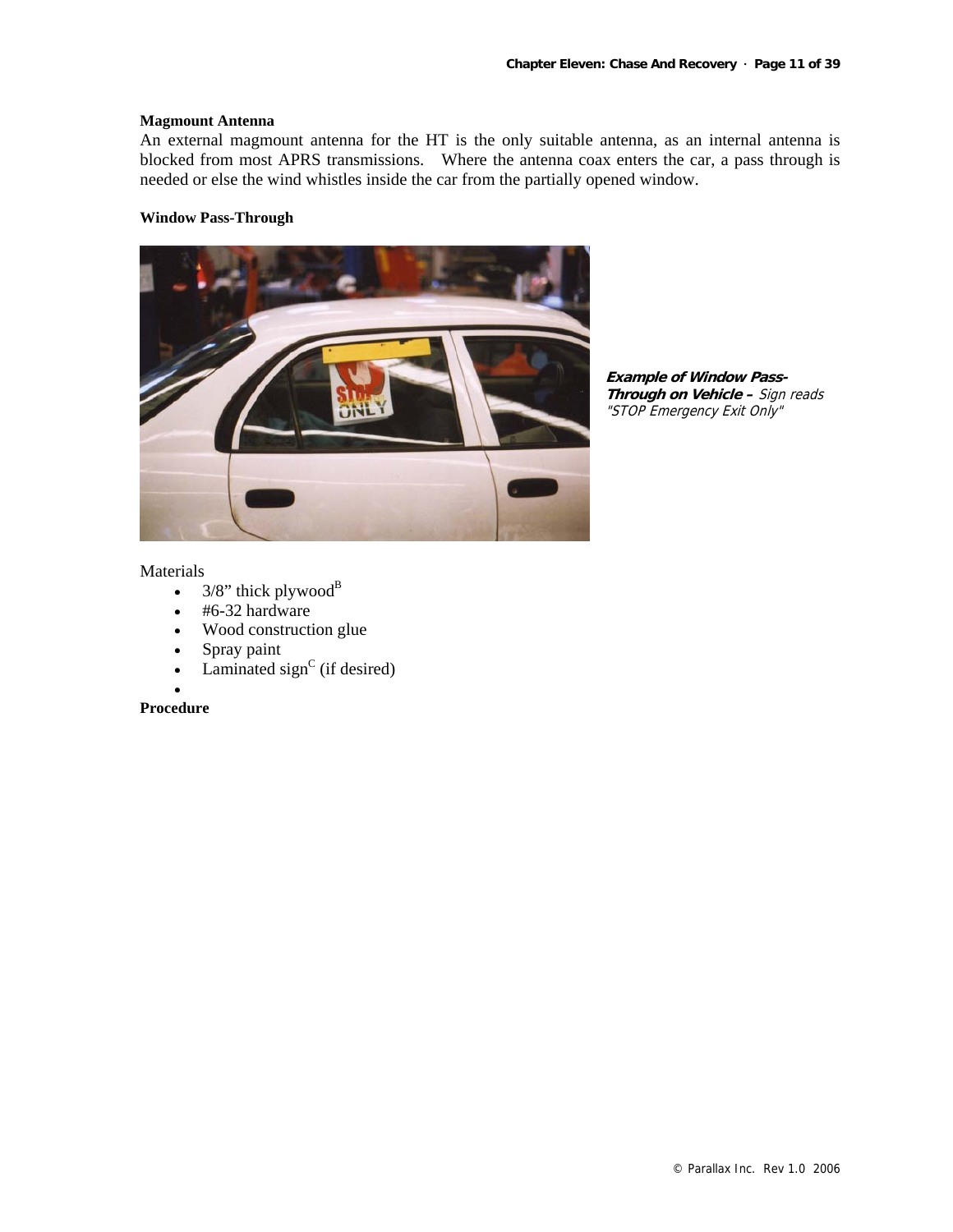**Magmount Antenna**

An external magmount antenna for the HT is the only suitable antenna, as an internal antenna is blocked from most APRS transmissions. Where the antenna coax enters the car, a pass through is needed or else the wind whistles inside the car from the partially opened window.

**Window Pass-Through**

***Example of Window Pass-Through on Vehicle –*** *Sign reads "STOP Emergency Exit Only"*

Materials

- 3/8" thick plywood[B]
- #6-32 hardware
- Wood construction glue
- Spray paint
- Laminated sign[C] (if desired)

**Procedure**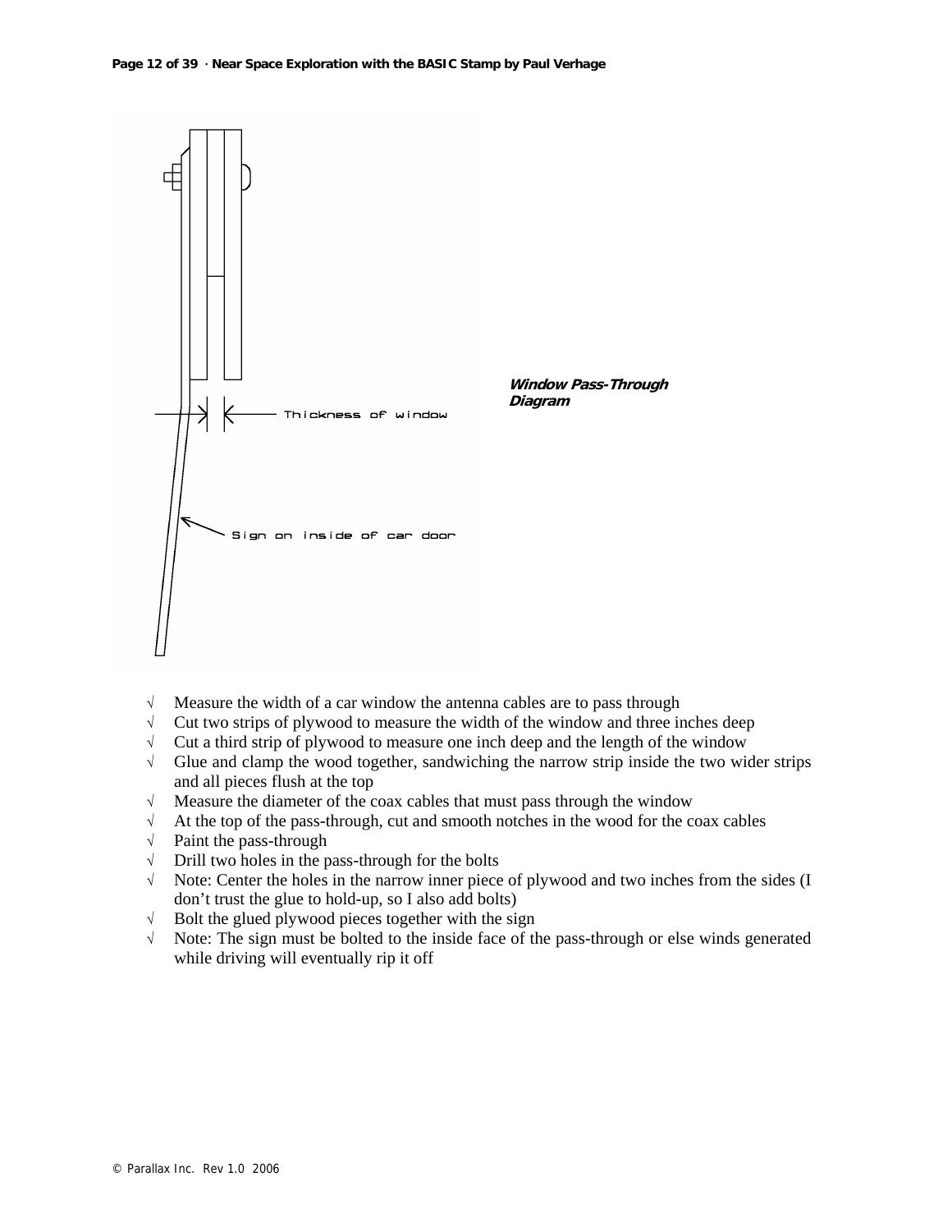*Window Pass-Through Diagram*

- √ Measure the width of a car window the antenna cables are to pass through
- √ Cut two strips of plywood to measure the width of the window and three inches deep
- √ Cut a third strip of plywood to measure one inch deep and the length of the window
- √ Glue and clamp the wood together, sandwiching the narrow strip inside the two wider strips and all pieces flush at the top
- √ Measure the diameter of the coax cables that must pass through the window
- √ At the top of the pass-through, cut and smooth notches in the wood for the coax cables
- √ Paint the pass-through
- √ Drill two holes in the pass-through for the bolts
- √ Note: Center the holes in the narrow inner piece of plywood and two inches from the sides (I don't trust the glue to hold-up, so I also add bolts)
- √ Bolt the glued plywood pieces together with the sign
- √ Note: The sign must be bolted to the inside face of the pass-through or else winds generated while driving will eventually rip it off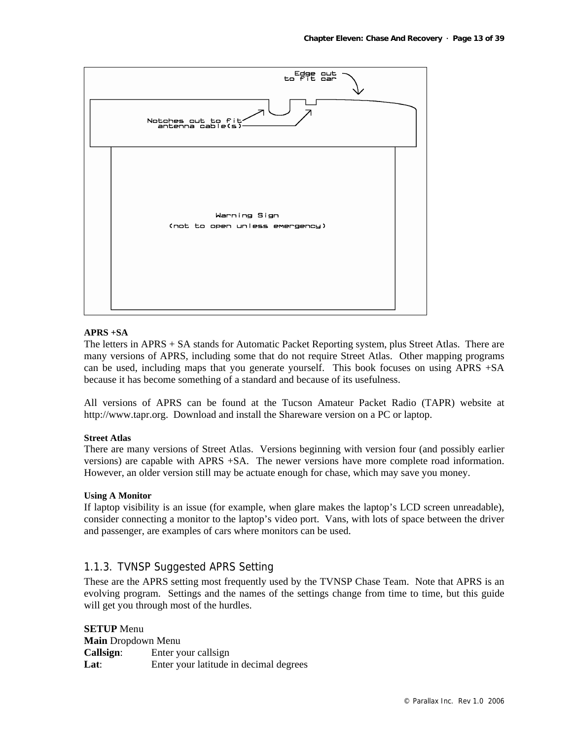Edge cut to fit car

Notches cut to fit antenna cable(s)

Warning Sign
(not to open unless emergency)

**APRS +SA**

The letters in APRS + SA stands for Automatic Packet Reporting system, plus Street Atlas. There are many versions of APRS, including some that do not require Street Atlas. Other mapping programs can be used, including maps that you generate yourself. This book focuses on using APRS +SA because it has become something of a standard and because of its usefulness.

All versions of APRS can be found at the Tucson Amateur Packet Radio (TAPR) website at http://www.tapr.org. Download and install the Shareware version on a PC or laptop.

**Street Atlas**

There are many versions of Street Atlas. Versions beginning with version four (and possibly earlier versions) are capable with APRS +SA. The newer versions have more complete road information. However, an older version still may be actuate enough for chase, which may save you money.

**Using A Monitor**

If laptop visibility is an issue (for example, when glare makes the laptop's LCD screen unreadable), consider connecting a monitor to the laptop's video port. Vans, with lots of space between the driver and passenger, are examples of cars where monitors can be used.

### 1.1.3. TVNSP Suggested APRS Setting

These are the APRS setting most frequently used by the TVNSP Chase Team. Note that APRS is an evolving program. Settings and the names of the settings change from time to time, but this guide will get you through most of the hurdles.

**SETUP** Menu
**Main** Dropdown Menu
**Callsign**: Enter your callsign
**Lat**: Enter your latitude in decimal degrees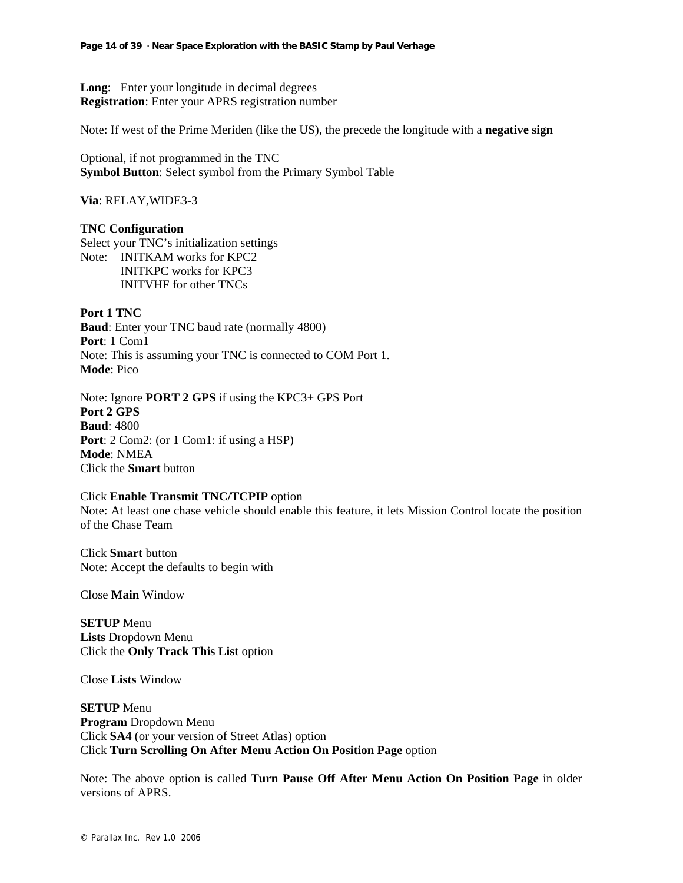**Long**: Enter your longitude in decimal degrees
**Registration**: Enter your APRS registration number

Note: If west of the Prime Meriden (like the US), the precede the longitude with a **negative sign**

Optional, if not programmed in the TNC
**Symbol Button**: Select symbol from the Primary Symbol Table

**Via**: RELAY,WIDE3-3

**TNC Configuration**
Select your TNC's initialization settings
Note: INITKAM works for KPC2
INITKPC works for KPC3
INITVHF for other TNCs

**Port 1 TNC**
**Baud**: Enter your TNC baud rate (normally 4800)
**Port**: 1 Com1
Note: This is assuming your TNC is connected to COM Port 1.
**Mode**: Pico

Note: Ignore **PORT 2 GPS** if using the KPC3+ GPS Port
**Port 2 GPS**
**Baud**: 4800
**Port**: 2 Com2: (or 1 Com1: if using a HSP)
**Mode**: NMEA
Click the **Smart** button

Click **Enable Transmit TNC/TCPIP** option
Note: At least one chase vehicle should enable this feature, it lets Mission Control locate the position of the Chase Team

Click **Smart** button
Note: Accept the defaults to begin with

Close **Main** Window

**SETUP** Menu
**Lists** Dropdown Menu
Click the **Only Track This List** option

Close **Lists** Window

**SETUP** Menu
**Program** Dropdown Menu
Click **SA4** (or your version of Street Atlas) option
Click **Turn Scrolling On After Menu Action On Position Page** option

Note: The above option is called **Turn Pause Off After Menu Action On Position Page** in older versions of APRS.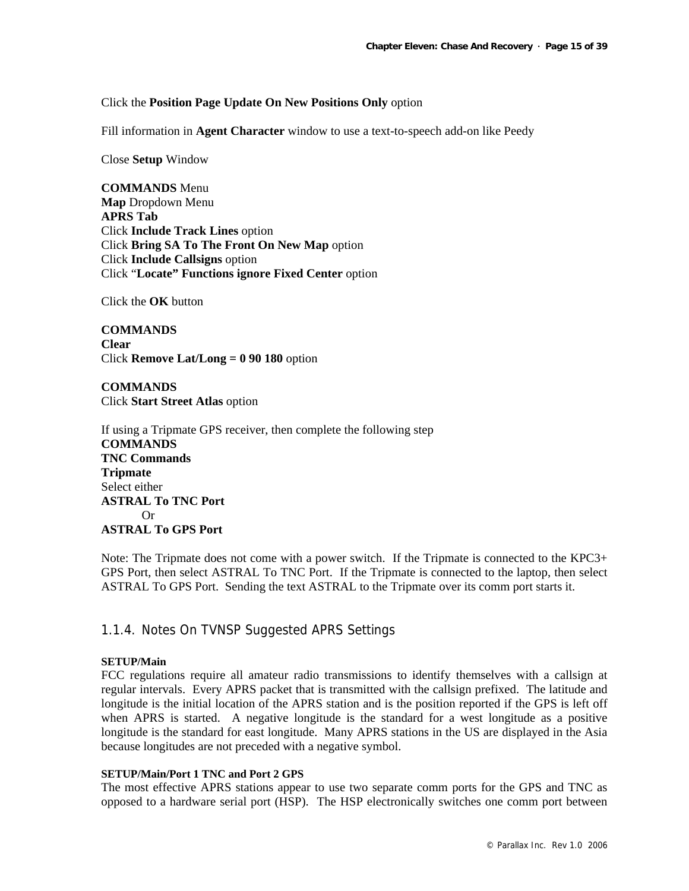Click the **Position Page Update On New Positions Only** option

Fill information in **Agent Character** window to use a text-to-speech add-on like Peedy

Close **Setup** Window

**COMMANDS** Menu
**Map** Dropdown Menu
**APRS Tab**
Click **Include Track Lines** option
Click **Bring SA To The Front On New Map** option
Click **Include Callsigns** option
Click "**Locate" Functions ignore Fixed Center** option

Click the **OK** button

**COMMANDS**
**Clear**
Click **Remove Lat/Long = 0 90 180** option

**COMMANDS**
Click **Start Street Atlas** option

If using a Tripmate GPS receiver, then complete the following step
**COMMANDS**
**TNC Commands**
**Tripmate**
Select either
**ASTRAL To TNC Port**
Or
**ASTRAL To GPS Port**

Note: The Tripmate does not come with a power switch. If the Tripmate is connected to the KPC3+ GPS Port, then select ASTRAL To TNC Port. If the Tripmate is connected to the laptop, then select ASTRAL To GPS Port. Sending the text ASTRAL to the Tripmate over its comm port starts it.

### 1.1.4. Notes On TVNSP Suggested APRS Settings

**SETUP/Main**
FCC regulations require all amateur radio transmissions to identify themselves with a callsign at regular intervals. Every APRS packet that is transmitted with the callsign prefixed. The latitude and longitude is the initial location of the APRS station and is the position reported if the GPS is left off when APRS is started. A negative longitude is the standard for a west longitude as a positive longitude is the standard for east longitude. Many APRS stations in the US are displayed in the Asia because longitudes are not preceded with a negative symbol.

**SETUP/Main/Port 1 TNC and Port 2 GPS**
The most effective APRS stations appear to use two separate comm ports for the GPS and TNC as opposed to a hardware serial port (HSP). The HSP electronically switches one comm port between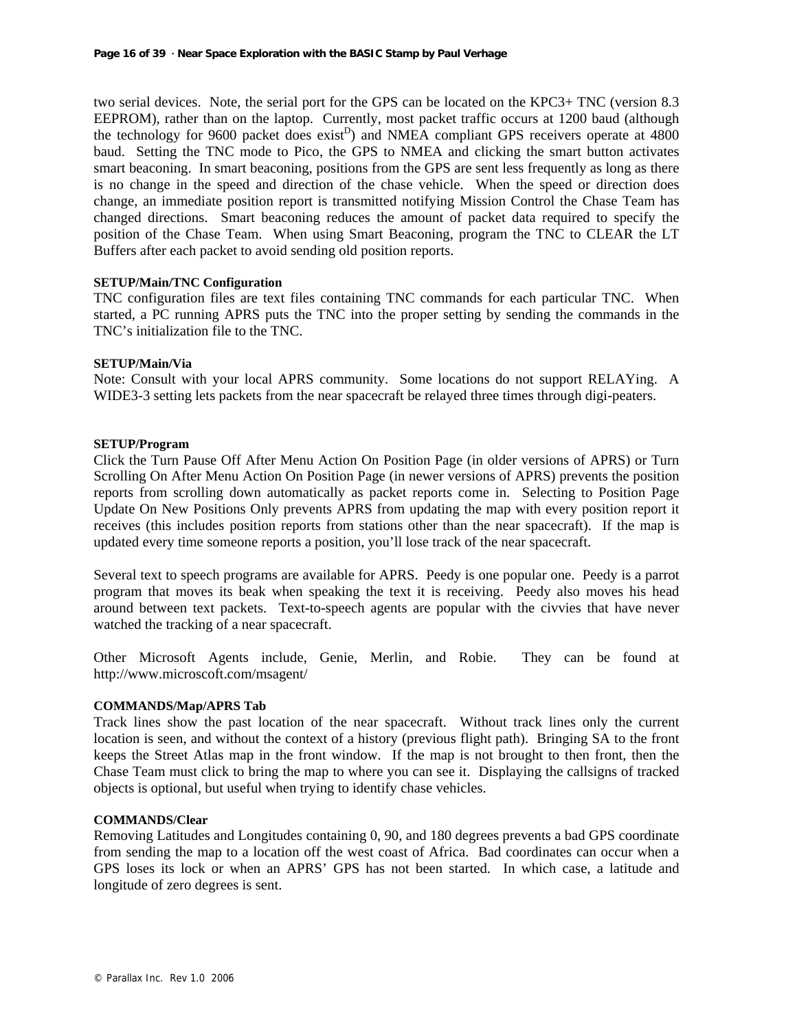two serial devices. Note, the serial port for the GPS can be located on the KPC3+ TNC (version 8.3 EEPROM), rather than on the laptop. Currently, most packet traffic occurs at 1200 baud (although the technology for 9600 packet does exist[D]) and NMEA compliant GPS receivers operate at 4800 baud. Setting the TNC mode to Pico, the GPS to NMEA and clicking the smart button activates smart beaconing. In smart beaconing, positions from the GPS are sent less frequently as long as there is no change in the speed and direction of the chase vehicle. When the speed or direction does change, an immediate position report is transmitted notifying Mission Control the Chase Team has changed directions. Smart beaconing reduces the amount of packet data required to specify the position of the Chase Team. When using Smart Beaconing, program the TNC to CLEAR the LT Buffers after each packet to avoid sending old position reports.

**SETUP/Main/TNC Configuration**

TNC configuration files are text files containing TNC commands for each particular TNC. When started, a PC running APRS puts the TNC into the proper setting by sending the commands in the TNC's initialization file to the TNC.

**SETUP/Main/Via**

Note: Consult with your local APRS community. Some locations do not support RELAYing. A WIDE3-3 setting lets packets from the near spacecraft be relayed three times through digi-peaters.

**SETUP/Program**

Click the Turn Pause Off After Menu Action On Position Page (in older versions of APRS) or Turn Scrolling On After Menu Action On Position Page (in newer versions of APRS) prevents the position reports from scrolling down automatically as packet reports come in. Selecting to Position Page Update On New Positions Only prevents APRS from updating the map with every position report it receives (this includes position reports from stations other than the near spacecraft). If the map is updated every time someone reports a position, you'll lose track of the near spacecraft.

Several text to speech programs are available for APRS. Peedy is one popular one. Peedy is a parrot program that moves its beak when speaking the text it is receiving. Peedy also moves his head around between text packets. Text-to-speech agents are popular with the civvies that have never watched the tracking of a near spacecraft.

Other Microsoft Agents include, Genie, Merlin, and Robie. They can be found at http://www.microscoft.com/msagent/

**COMMANDS/Map/APRS Tab**

Track lines show the past location of the near spacecraft. Without track lines only the current location is seen, and without the context of a history (previous flight path). Bringing SA to the front keeps the Street Atlas map in the front window. If the map is not brought to then front, then the Chase Team must click to bring the map to where you can see it. Displaying the callsigns of tracked objects is optional, but useful when trying to identify chase vehicles.

**COMMANDS/Clear**

Removing Latitudes and Longitudes containing 0, 90, and 180 degrees prevents a bad GPS coordinate from sending the map to a location off the west coast of Africa. Bad coordinates can occur when a GPS loses its lock or when an APRS' GPS has not been started. In which case, a latitude and longitude of zero degrees is sent.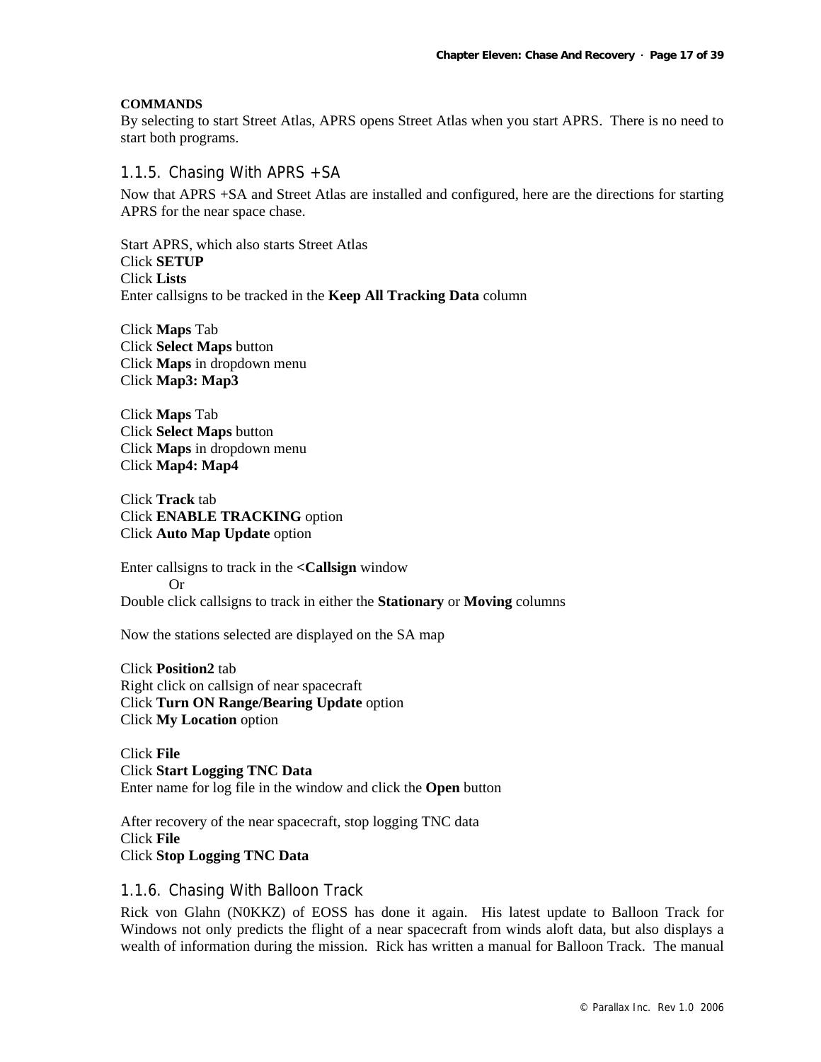**COMMANDS**
By selecting to start Street Atlas, APRS opens Street Atlas when you start APRS. There is no need to start both programs.

### 1.1.5. Chasing With APRS +SA

Now that APRS +SA and Street Atlas are installed and configured, here are the directions for starting APRS for the near space chase.

Start APRS, which also starts Street Atlas
Click **SETUP**
Click **Lists**
Enter callsigns to be tracked in the **Keep All Tracking Data** column

Click **Maps** Tab
Click **Select Maps** button
Click **Maps** in dropdown menu
Click **Map3: Map3**

Click **Maps** Tab
Click **Select Maps** button
Click **Maps** in dropdown menu
Click **Map4: Map4**

Click **Track** tab
Click **ENABLE TRACKING** option
Click **Auto Map Update** option

Enter callsigns to track in the **<Callsign** window
Or
Double click callsigns to track in either the **Stationary** or **Moving** columns

Now the stations selected are displayed on the SA map

Click **Position2** tab
Right click on callsign of near spacecraft
Click **Turn ON Range/Bearing Update** option
Click **My Location** option

Click **File**
Click **Start Logging TNC Data**
Enter name for log file in the window and click the **Open** button

After recovery of the near spacecraft, stop logging TNC data
Click **File**
Click **Stop Logging TNC Data**

### 1.1.6. Chasing With Balloon Track

Rick von Glahn (N0KKZ) of EOSS has done it again. His latest update to Balloon Track for Windows not only predicts the flight of a near spacecraft from winds aloft data, but also displays a wealth of information during the mission. Rick has written a manual for Balloon Track. The manual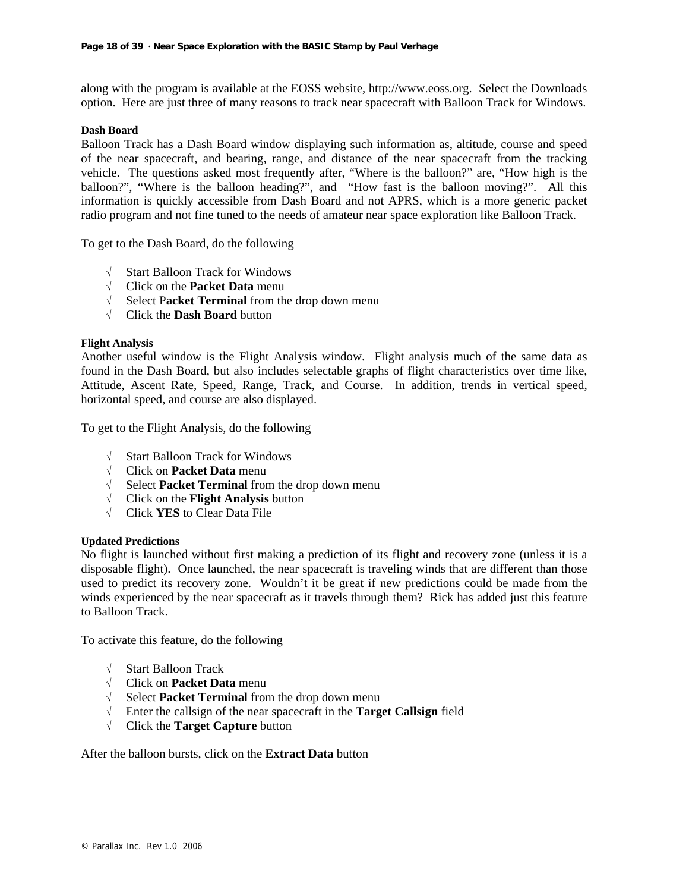along with the program is available at the EOSS website, http://www.eoss.org. Select the Downloads option. Here are just three of many reasons to track near spacecraft with Balloon Track for Windows.

### Dash Board

Balloon Track has a Dash Board window displaying such information as, altitude, course and speed of the near spacecraft, and bearing, range, and distance of the near spacecraft from the tracking vehicle. The questions asked most frequently after, "Where is the balloon?" are, "How high is the balloon?", "Where is the balloon heading?", and "How fast is the balloon moving?". All this information is quickly accessible from Dash Board and not APRS, which is a more generic packet radio program and not fine tuned to the needs of amateur near space exploration like Balloon Track.

To get to the Dash Board, do the following

- √ Start Balloon Track for Windows
- √ Click on the **Packet Data** menu
- √ Select P**acket Terminal** from the drop down menu
- √ Click the **Dash Board** button

### Flight Analysis

Another useful window is the Flight Analysis window. Flight analysis much of the same data as found in the Dash Board, but also includes selectable graphs of flight characteristics over time like, Attitude, Ascent Rate, Speed, Range, Track, and Course. In addition, trends in vertical speed, horizontal speed, and course are also displayed.

To get to the Flight Analysis, do the following

- √ Start Balloon Track for Windows
- √ Click on **Packet Data** menu
- √ Select **Packet Terminal** from the drop down menu
- √ Click on the **Flight Analysis** button
- √ Click **YES** to Clear Data File

### Updated Predictions

No flight is launched without first making a prediction of its flight and recovery zone (unless it is a disposable flight). Once launched, the near spacecraft is traveling winds that are different than those used to predict its recovery zone. Wouldn't it be great if new predictions could be made from the winds experienced by the near spacecraft as it travels through them? Rick has added just this feature to Balloon Track.

To activate this feature, do the following

- √ Start Balloon Track
- √ Click on **Packet Data** menu
- √ Select **Packet Terminal** from the drop down menu
- √ Enter the callsign of the near spacecraft in the **Target Callsign** field
- √ Click the **Target Capture** button

After the balloon bursts, click on the **Extract Data** button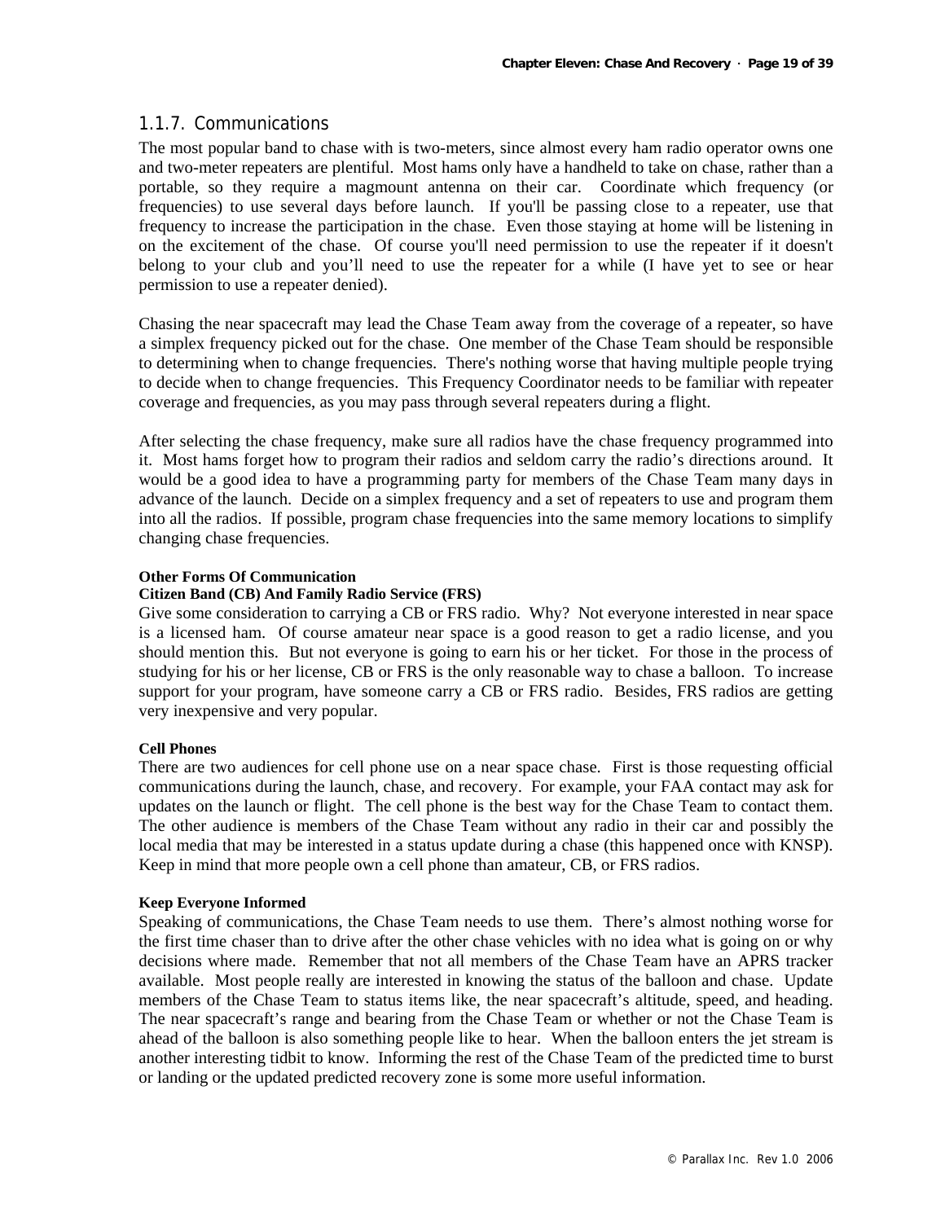### 1.1.7. Communications

The most popular band to chase with is two-meters, since almost every ham radio operator owns one and two-meter repeaters are plentiful. Most hams only have a handheld to take on chase, rather than a portable, so they require a magmount antenna on their car. Coordinate which frequency (or frequencies) to use several days before launch. If you'll be passing close to a repeater, use that frequency to increase the participation in the chase. Even those staying at home will be listening in on the excitement of the chase. Of course you'll need permission to use the repeater if it doesn't belong to your club and you'll need to use the repeater for a while (I have yet to see or hear permission to use a repeater denied).

Chasing the near spacecraft may lead the Chase Team away from the coverage of a repeater, so have a simplex frequency picked out for the chase. One member of the Chase Team should be responsible to determining when to change frequencies. There's nothing worse that having multiple people trying to decide when to change frequencies. This Frequency Coordinator needs to be familiar with repeater coverage and frequencies, as you may pass through several repeaters during a flight.

After selecting the chase frequency, make sure all radios have the chase frequency programmed into it. Most hams forget how to program their radios and seldom carry the radio's directions around. It would be a good idea to have a programming party for members of the Chase Team many days in advance of the launch. Decide on a simplex frequency and a set of repeaters to use and program them into all the radios. If possible, program chase frequencies into the same memory locations to simplify changing chase frequencies.

**Other Forms Of Communication**

**Citizen Band (CB) And Family Radio Service (FRS)**

Give some consideration to carrying a CB or FRS radio. Why? Not everyone interested in near space is a licensed ham. Of course amateur near space is a good reason to get a radio license, and you should mention this. But not everyone is going to earn his or her ticket. For those in the process of studying for his or her license, CB or FRS is the only reasonable way to chase a balloon. To increase support for your program, have someone carry a CB or FRS radio. Besides, FRS radios are getting very inexpensive and very popular.

**Cell Phones**

There are two audiences for cell phone use on a near space chase. First is those requesting official communications during the launch, chase, and recovery. For example, your FAA contact may ask for updates on the launch or flight. The cell phone is the best way for the Chase Team to contact them. The other audience is members of the Chase Team without any radio in their car and possibly the local media that may be interested in a status update during a chase (this happened once with KNSP). Keep in mind that more people own a cell phone than amateur, CB, or FRS radios.

**Keep Everyone Informed**

Speaking of communications, the Chase Team needs to use them. There's almost nothing worse for the first time chaser than to drive after the other chase vehicles with no idea what is going on or why decisions where made. Remember that not all members of the Chase Team have an APRS tracker available. Most people really are interested in knowing the status of the balloon and chase. Update members of the Chase Team to status items like, the near spacecraft's altitude, speed, and heading. The near spacecraft's range and bearing from the Chase Team or whether or not the Chase Team is ahead of the balloon is also something people like to hear. When the balloon enters the jet stream is another interesting tidbit to know. Informing the rest of the Chase Team of the predicted time to burst or landing or the updated predicted recovery zone is some more useful information.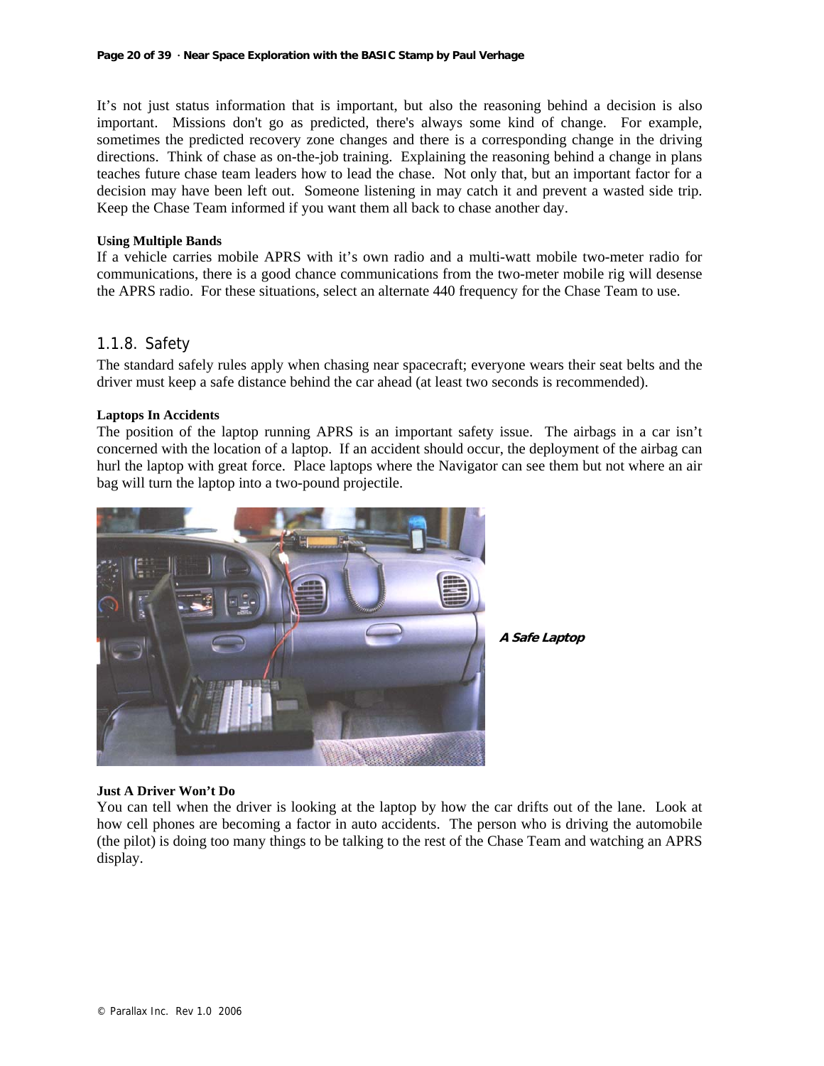It's not just status information that is important, but also the reasoning behind a decision is also important. Missions don't go as predicted, there's always some kind of change. For example, sometimes the predicted recovery zone changes and there is a corresponding change in the driving directions. Think of chase as on-the-job training. Explaining the reasoning behind a change in plans teaches future chase team leaders how to lead the chase. Not only that, but an important factor for a decision may have been left out. Someone listening in may catch it and prevent a wasted side trip. Keep the Chase Team informed if you want them all back to chase another day.

**Using Multiple Bands**

If a vehicle carries mobile APRS with it's own radio and a multi-watt mobile two-meter radio for communications, there is a good chance communications from the two-meter mobile rig will desense the APRS radio. For these situations, select an alternate 440 frequency for the Chase Team to use.

### 1.1.8. Safety

The standard safely rules apply when chasing near spacecraft; everyone wears their seat belts and the driver must keep a safe distance behind the car ahead (at least two seconds is recommended).

**Laptops In Accidents**

The position of the laptop running APRS is an important safety issue. The airbags in a car isn't concerned with the location of a laptop. If an accident should occur, the deployment of the airbag can hurl the laptop with great force. Place laptops where the Navigator can see them but not where an air bag will turn the laptop into a two-pound projectile.

***A Safe Laptop***

**Just A Driver Won't Do**

You can tell when the driver is looking at the laptop by how the car drifts out of the lane. Look at how cell phones are becoming a factor in auto accidents. The person who is driving the automobile (the pilot) is doing too many things to be talking to the rest of the Chase Team and watching an APRS display.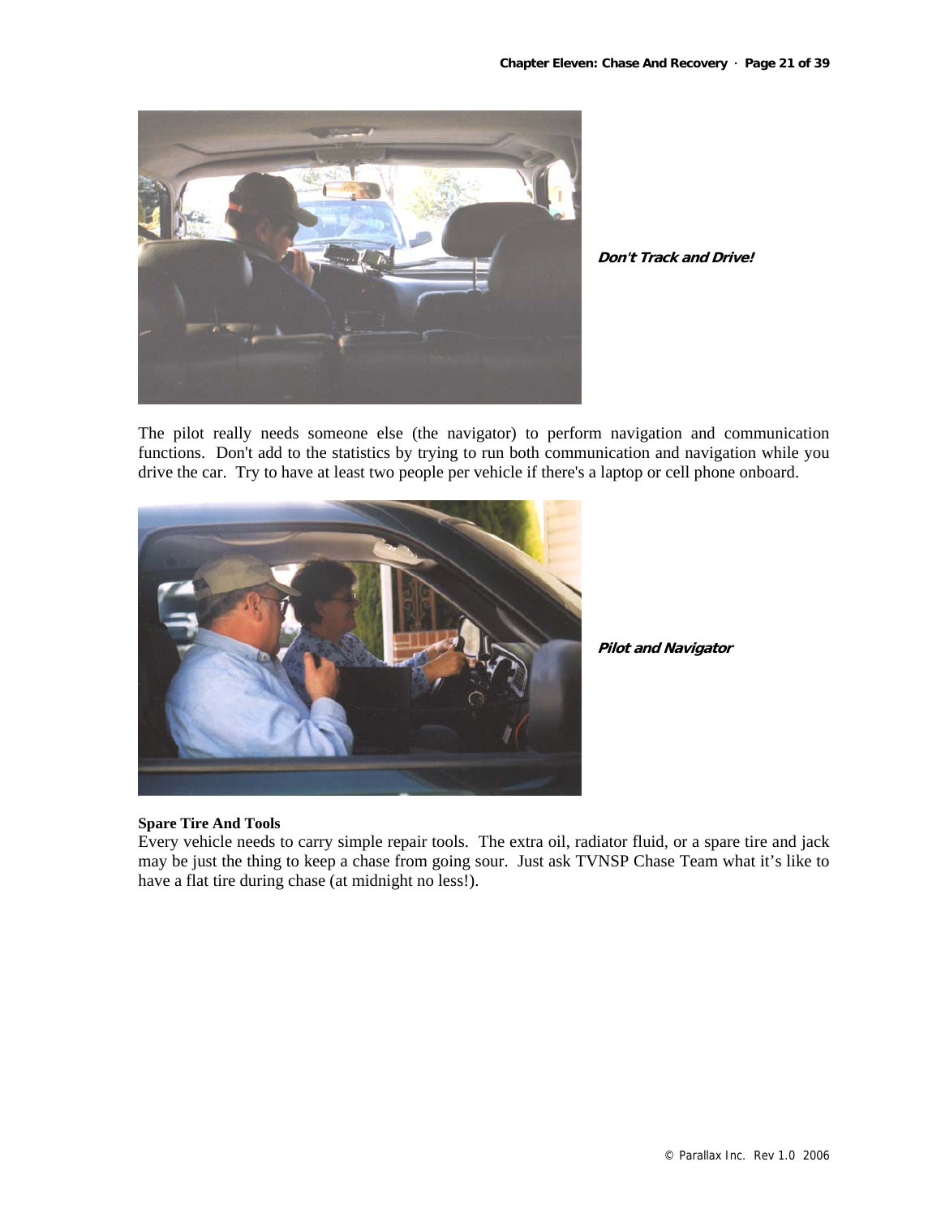***Don't Track and Drive!***

The pilot really needs someone else (the navigator) to perform navigation and communication functions. Don't add to the statistics by trying to run both communication and navigation while you drive the car. Try to have at least two people per vehicle if there's a laptop or cell phone onboard.

***Pilot and Navigator***

**Spare Tire And Tools**

Every vehicle needs to carry simple repair tools. The extra oil, radiator fluid, or a spare tire and jack may be just the thing to keep a chase from going sour. Just ask TVNSP Chase Team what it's like to have a flat tire during chase (at midnight no less!).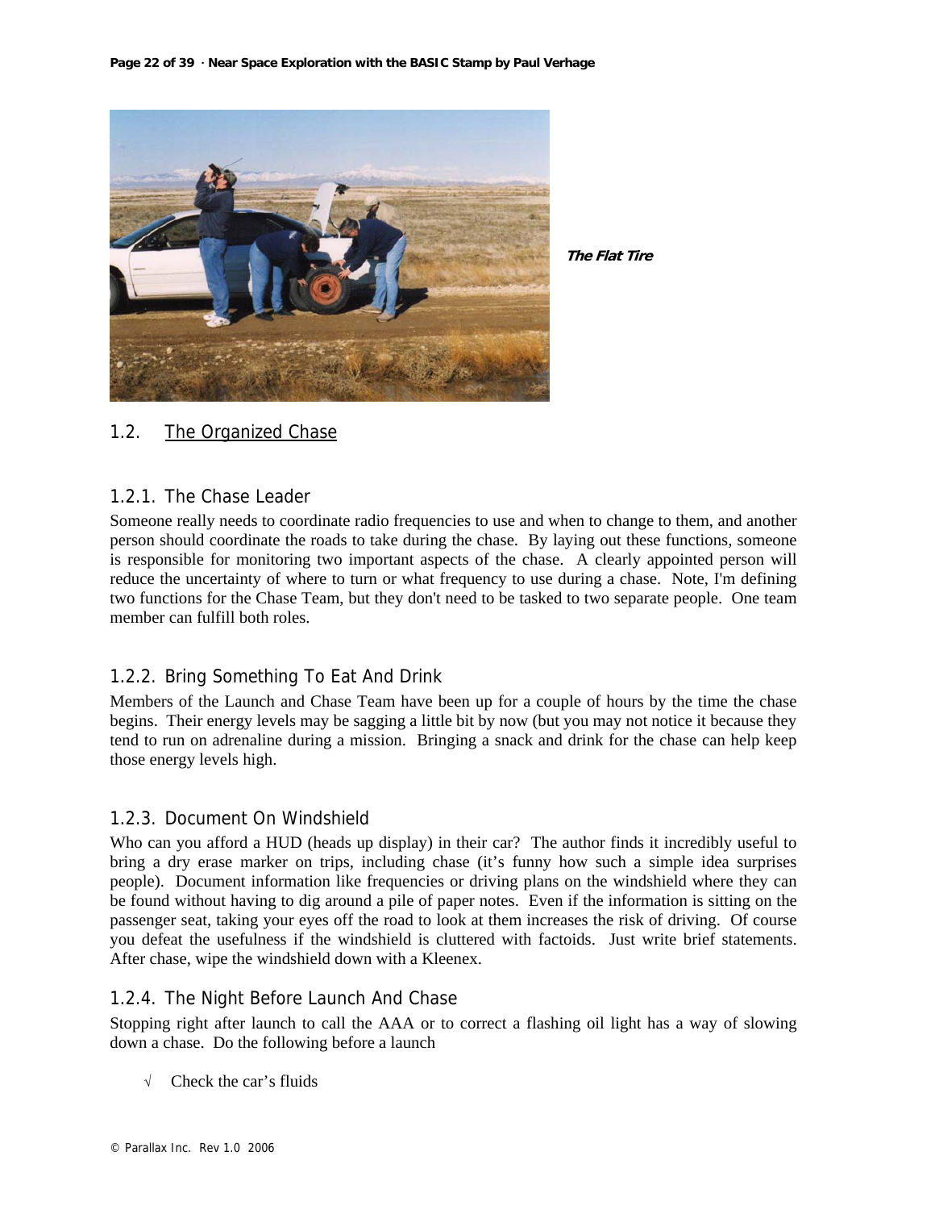***The Flat Tire***

## 1.2. The Organized Chase

### 1.2.1. The Chase Leader

Someone really needs to coordinate radio frequencies to use and when to change to them, and another person should coordinate the roads to take during the chase. By laying out these functions, someone is responsible for monitoring two important aspects of the chase. A clearly appointed person will reduce the uncertainty of where to turn or what frequency to use during a chase. Note, I'm defining two functions for the Chase Team, but they don't need to be tasked to two separate people. One team member can fulfill both roles.

### 1.2.2. Bring Something To Eat And Drink

Members of the Launch and Chase Team have been up for a couple of hours by the time the chase begins. Their energy levels may be sagging a little bit by now (but you may not notice it because they tend to run on adrenaline during a mission. Bringing a snack and drink for the chase can help keep those energy levels high.

### 1.2.3. Document On Windshield

Who can you afford a HUD (heads up display) in their car? The author finds it incredibly useful to bring a dry erase marker on trips, including chase (it's funny how such a simple idea surprises people). Document information like frequencies or driving plans on the windshield where they can be found without having to dig around a pile of paper notes. Even if the information is sitting on the passenger seat, taking your eyes off the road to look at them increases the risk of driving. Of course you defeat the usefulness if the windshield is cluttered with factoids. Just write brief statements. After chase, wipe the windshield down with a Kleenex.

### 1.2.4. The Night Before Launch And Chase

Stopping right after launch to call the AAA or to correct a flashing oil light has a way of slowing down a chase. Do the following before a launch

√ Check the car's fluids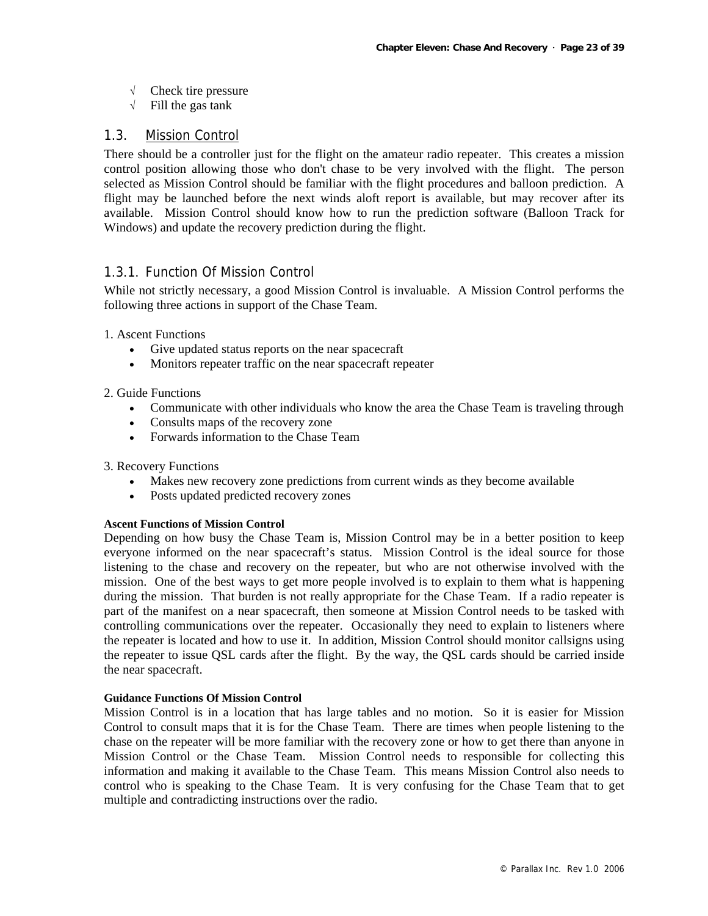- √ Check tire pressure
- √ Fill the gas tank

## 1.3. Mission Control

There should be a controller just for the flight on the amateur radio repeater. This creates a mission control position allowing those who don't chase to be very involved with the flight. The person selected as Mission Control should be familiar with the flight procedures and balloon prediction. A flight may be launched before the next winds aloft report is available, but may recover after its available. Mission Control should know how to run the prediction software (Balloon Track for Windows) and update the recovery prediction during the flight.

### 1.3.1. Function Of Mission Control

While not strictly necessary, a good Mission Control is invaluable. A Mission Control performs the following three actions in support of the Chase Team.

1. Ascent Functions
   - Give updated status reports on the near spacecraft
   - Monitors repeater traffic on the near spacecraft repeater

2. Guide Functions
   - Communicate with other individuals who know the area the Chase Team is traveling through
   - Consults maps of the recovery zone
   - Forwards information to the Chase Team

3. Recovery Functions
   - Makes new recovery zone predictions from current winds as they become available
   - Posts updated predicted recovery zones

**Ascent Functions of Mission Control**

Depending on how busy the Chase Team is, Mission Control may be in a better position to keep everyone informed on the near spacecraft's status. Mission Control is the ideal source for those listening to the chase and recovery on the repeater, but who are not otherwise involved with the mission. One of the best ways to get more people involved is to explain to them what is happening during the mission. That burden is not really appropriate for the Chase Team. If a radio repeater is part of the manifest on a near spacecraft, then someone at Mission Control needs to be tasked with controlling communications over the repeater. Occasionally they need to explain to listeners where the repeater is located and how to use it. In addition, Mission Control should monitor callsigns using the repeater to issue QSL cards after the flight. By the way, the QSL cards should be carried inside the near spacecraft.

**Guidance Functions Of Mission Control**

Mission Control is in a location that has large tables and no motion. So it is easier for Mission Control to consult maps that it is for the Chase Team. There are times when people listening to the chase on the repeater will be more familiar with the recovery zone or how to get there than anyone in Mission Control or the Chase Team. Mission Control needs to responsible for collecting this information and making it available to the Chase Team. This means Mission Control also needs to control who is speaking to the Chase Team. It is very confusing for the Chase Team that to get multiple and contradicting instructions over the radio.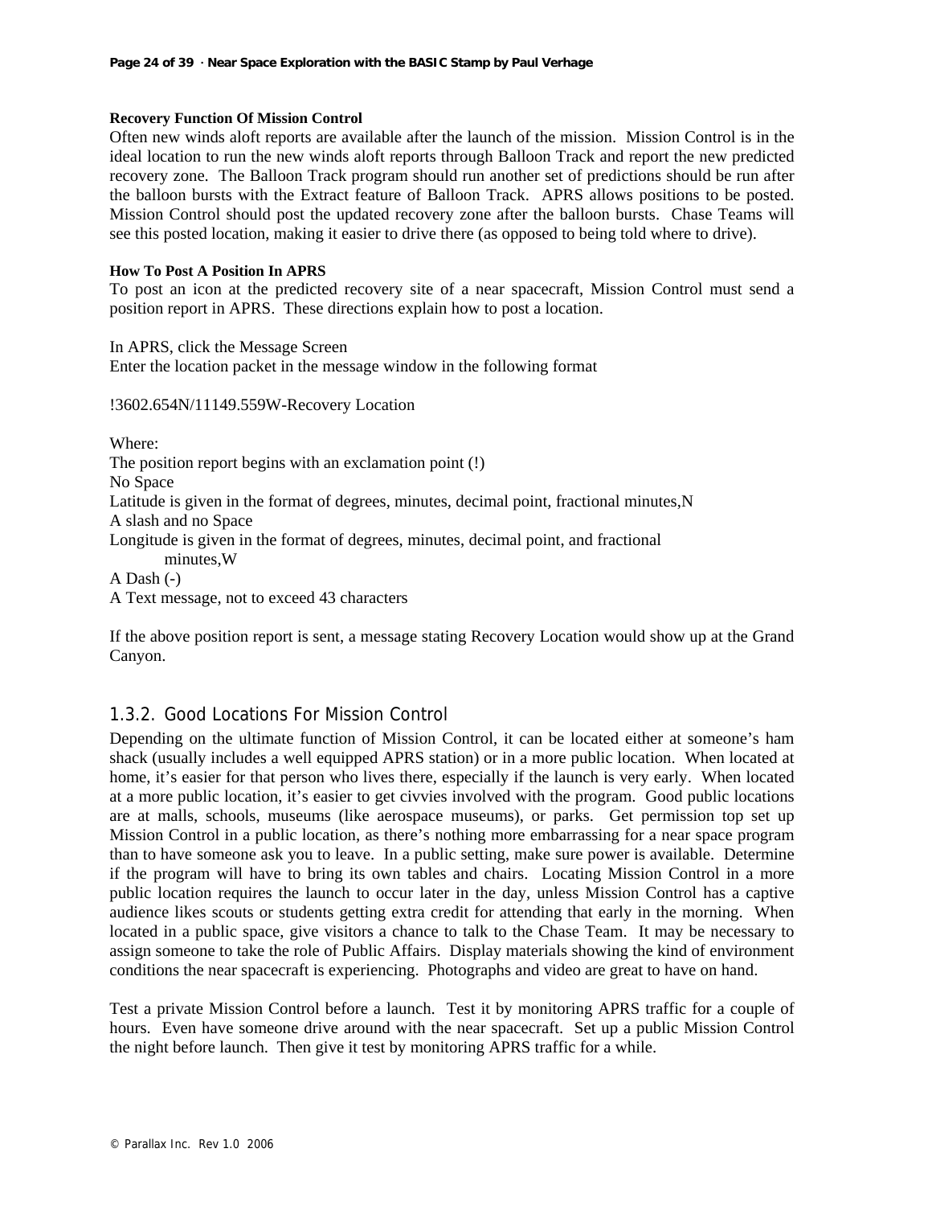**Recovery Function Of Mission Control**

Often new winds aloft reports are available after the launch of the mission. Mission Control is in the ideal location to run the new winds aloft reports through Balloon Track and report the new predicted recovery zone. The Balloon Track program should run another set of predictions should be run after the balloon bursts with the Extract feature of Balloon Track. APRS allows positions to be posted. Mission Control should post the updated recovery zone after the balloon bursts. Chase Teams will see this posted location, making it easier to drive there (as opposed to being told where to drive).

**How To Post A Position In APRS**

To post an icon at the predicted recovery site of a near spacecraft, Mission Control must send a position report in APRS. These directions explain how to post a location.

In APRS, click the Message Screen
Enter the location packet in the message window in the following format

!3602.654N/11149.559W-Recovery Location

Where:
The position report begins with an exclamation point (!)
No Space
Latitude is given in the format of degrees, minutes, decimal point, fractional minutes,N
A slash and no Space
Longitude is given in the format of degrees, minutes, decimal point, and fractional minutes,W
A Dash (-)
A Text message, not to exceed 43 characters

If the above position report is sent, a message stating Recovery Location would show up at the Grand Canyon.

### 1.3.2. Good Locations For Mission Control

Depending on the ultimate function of Mission Control, it can be located either at someone's ham shack (usually includes a well equipped APRS station) or in a more public location. When located at home, it's easier for that person who lives there, especially if the launch is very early. When located at a more public location, it's easier to get civvies involved with the program. Good public locations are at malls, schools, museums (like aerospace museums), or parks. Get permission top set up Mission Control in a public location, as there's nothing more embarrassing for a near space program than to have someone ask you to leave. In a public setting, make sure power is available. Determine if the program will have to bring its own tables and chairs. Locating Mission Control in a more public location requires the launch to occur later in the day, unless Mission Control has a captive audience likes scouts or students getting extra credit for attending that early in the morning. When located in a public space, give visitors a chance to talk to the Chase Team. It may be necessary to assign someone to take the role of Public Affairs. Display materials showing the kind of environment conditions the near spacecraft is experiencing. Photographs and video are great to have on hand.

Test a private Mission Control before a launch. Test it by monitoring APRS traffic for a couple of hours. Even have someone drive around with the near spacecraft. Set up a public Mission Control the night before launch. Then give it test by monitoring APRS traffic for a while.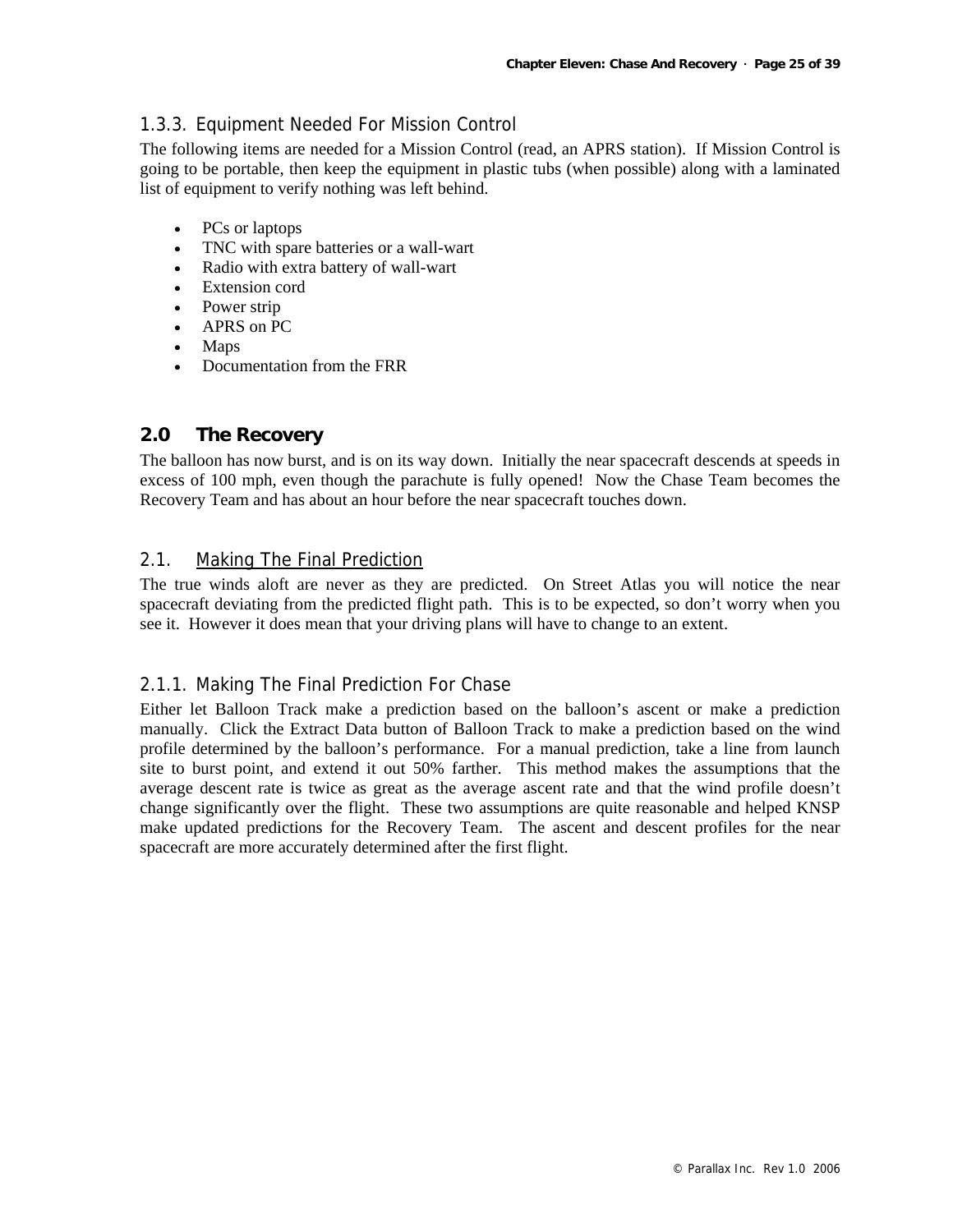### 1.3.3. Equipment Needed For Mission Control

The following items are needed for a Mission Control (read, an APRS station). If Mission Control is going to be portable, then keep the equipment in plastic tubs (when possible) along with a laminated list of equipment to verify nothing was left behind.

- PCs or laptops
- TNC with spare batteries or a wall-wart
- Radio with extra battery of wall-wart
- Extension cord
- Power strip
- APRS on PC
- Maps
- Documentation from the FRR

## 2.0 The Recovery

The balloon has now burst, and is on its way down. Initially the near spacecraft descends at speeds in excess of 100 mph, even though the parachute is fully opened! Now the Chase Team becomes the Recovery Team and has about an hour before the near spacecraft touches down.

### 2.1. Making The Final Prediction

The true winds aloft are never as they are predicted. On Street Atlas you will notice the near spacecraft deviating from the predicted flight path. This is to be expected, so don't worry when you see it. However it does mean that your driving plans will have to change to an extent.

#### 2.1.1. Making The Final Prediction For Chase

Either let Balloon Track make a prediction based on the balloon's ascent or make a prediction manually. Click the Extract Data button of Balloon Track to make a prediction based on the wind profile determined by the balloon's performance. For a manual prediction, take a line from launch site to burst point, and extend it out 50% farther. This method makes the assumptions that the average descent rate is twice as great as the average ascent rate and that the wind profile doesn't change significantly over the flight. These two assumptions are quite reasonable and helped KNSP make updated predictions for the Recovery Team. The ascent and descent profiles for the near spacecraft are more accurately determined after the first flight.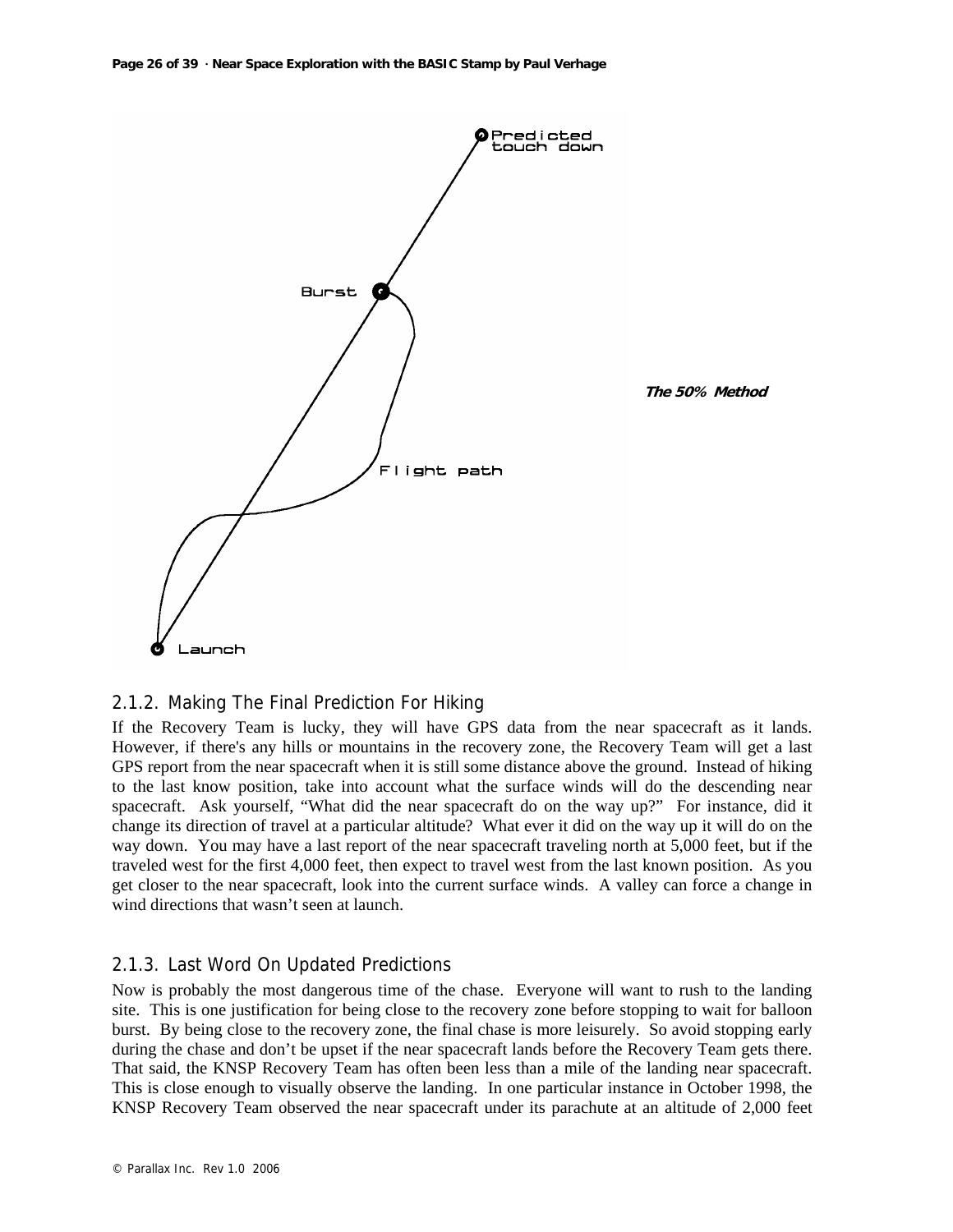*The 50% Method*

### 2.1.2. Making The Final Prediction For Hiking

If the Recovery Team is lucky, they will have GPS data from the near spacecraft as it lands. However, if there's any hills or mountains in the recovery zone, the Recovery Team will get a last GPS report from the near spacecraft when it is still some distance above the ground. Instead of hiking to the last know position, take into account what the surface winds will do the descending near spacecraft. Ask yourself, "What did the near spacecraft do on the way up?" For instance, did it change its direction of travel at a particular altitude? What ever it did on the way up it will do on the way down. You may have a last report of the near spacecraft traveling north at 5,000 feet, but if the traveled west for the first 4,000 feet, then expect to travel west from the last known position. As you get closer to the near spacecraft, look into the current surface winds. A valley can force a change in wind directions that wasn't seen at launch.

### 2.1.3. Last Word On Updated Predictions

Now is probably the most dangerous time of the chase. Everyone will want to rush to the landing site. This is one justification for being close to the recovery zone before stopping to wait for balloon burst. By being close to the recovery zone, the final chase is more leisurely. So avoid stopping early during the chase and don't be upset if the near spacecraft lands before the Recovery Team gets there. That said, the KNSP Recovery Team has often been less than a mile of the landing near spacecraft. This is close enough to visually observe the landing. In one particular instance in October 1998, the KNSP Recovery Team observed the near spacecraft under its parachute at an altitude of 2,000 feet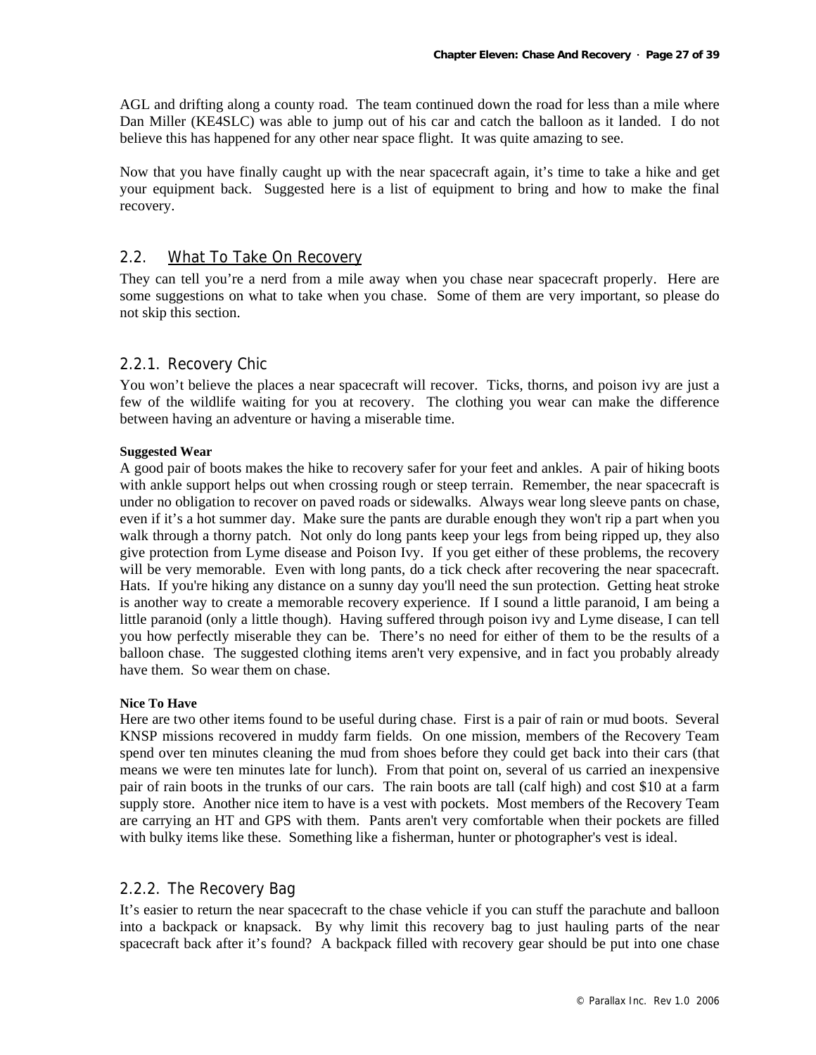AGL and drifting along a county road. The team continued down the road for less than a mile where Dan Miller (KE4SLC) was able to jump out of his car and catch the balloon as it landed. I do not believe this has happened for any other near space flight. It was quite amazing to see.

Now that you have finally caught up with the near spacecraft again, it's time to take a hike and get your equipment back. Suggested here is a list of equipment to bring and how to make the final recovery.

## 2.2. What To Take On Recovery

They can tell you're a nerd from a mile away when you chase near spacecraft properly. Here are some suggestions on what to take when you chase. Some of them are very important, so please do not skip this section.

### 2.2.1. Recovery Chic

You won't believe the places a near spacecraft will recover. Ticks, thorns, and poison ivy are just a few of the wildlife waiting for you at recovery. The clothing you wear can make the difference between having an adventure or having a miserable time.

**Suggested Wear**

A good pair of boots makes the hike to recovery safer for your feet and ankles. A pair of hiking boots with ankle support helps out when crossing rough or steep terrain. Remember, the near spacecraft is under no obligation to recover on paved roads or sidewalks. Always wear long sleeve pants on chase, even if it's a hot summer day. Make sure the pants are durable enough they won't rip a part when you walk through a thorny patch. Not only do long pants keep your legs from being ripped up, they also give protection from Lyme disease and Poison Ivy. If you get either of these problems, the recovery will be very memorable. Even with long pants, do a tick check after recovering the near spacecraft. Hats. If you're hiking any distance on a sunny day you'll need the sun protection. Getting heat stroke is another way to create a memorable recovery experience. If I sound a little paranoid, I am being a little paranoid (only a little though). Having suffered through poison ivy and Lyme disease, I can tell you how perfectly miserable they can be. There's no need for either of them to be the results of a balloon chase. The suggested clothing items aren't very expensive, and in fact you probably already have them. So wear them on chase.

**Nice To Have**

Here are two other items found to be useful during chase. First is a pair of rain or mud boots. Several KNSP missions recovered in muddy farm fields. On one mission, members of the Recovery Team spend over ten minutes cleaning the mud from shoes before they could get back into their cars (that means we were ten minutes late for lunch). From that point on, several of us carried an inexpensive pair of rain boots in the trunks of our cars. The rain boots are tall (calf high) and cost $10 at a farm supply store. Another nice item to have is a vest with pockets. Most members of the Recovery Team are carrying an HT and GPS with them. Pants aren't very comfortable when their pockets are filled with bulky items like these. Something like a fisherman, hunter or photographer's vest is ideal.

### 2.2.2. The Recovery Bag

It's easier to return the near spacecraft to the chase vehicle if you can stuff the parachute and balloon into a backpack or knapsack. By why limit this recovery bag to just hauling parts of the near spacecraft back after it's found? A backpack filled with recovery gear should be put into one chase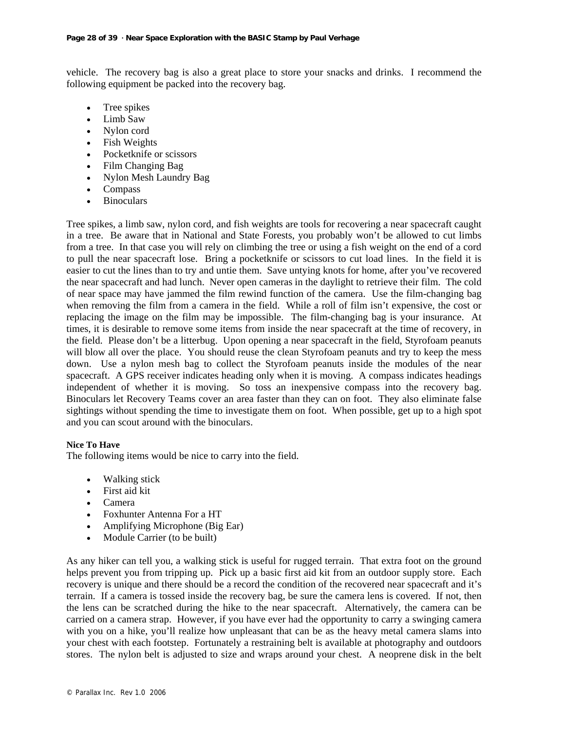vehicle. The recovery bag is also a great place to store your snacks and drinks. I recommend the following equipment be packed into the recovery bag.

- Tree spikes
- Limb Saw
- Nylon cord
- Fish Weights
- Pocketknife or scissors
- Film Changing Bag
- Nylon Mesh Laundry Bag
- Compass
- Binoculars

Tree spikes, a limb saw, nylon cord, and fish weights are tools for recovering a near spacecraft caught in a tree. Be aware that in National and State Forests, you probably won't be allowed to cut limbs from a tree. In that case you will rely on climbing the tree or using a fish weight on the end of a cord to pull the near spacecraft lose. Bring a pocketknife or scissors to cut load lines. In the field it is easier to cut the lines than to try and untie them. Save untying knots for home, after you've recovered the near spacecraft and had lunch. Never open cameras in the daylight to retrieve their film. The cold of near space may have jammed the film rewind function of the camera. Use the film-changing bag when removing the film from a camera in the field. While a roll of film isn't expensive, the cost or replacing the image on the film may be impossible. The film-changing bag is your insurance. At times, it is desirable to remove some items from inside the near spacecraft at the time of recovery, in the field. Please don't be a litterbug. Upon opening a near spacecraft in the field, Styrofoam peanuts will blow all over the place. You should reuse the clean Styrofoam peanuts and try to keep the mess down. Use a nylon mesh bag to collect the Styrofoam peanuts inside the modules of the near spacecraft. A GPS receiver indicates heading only when it is moving. A compass indicates headings independent of whether it is moving. So toss an inexpensive compass into the recovery bag. Binoculars let Recovery Teams cover an area faster than they can on foot. They also eliminate false sightings without spending the time to investigate them on foot. When possible, get up to a high spot and you can scout around with the binoculars.

**Nice To Have**

The following items would be nice to carry into the field.

- Walking stick
- First aid kit
- Camera
- Foxhunter Antenna For a HT
- Amplifying Microphone (Big Ear)
- Module Carrier (to be built)

As any hiker can tell you, a walking stick is useful for rugged terrain. That extra foot on the ground helps prevent you from tripping up. Pick up a basic first aid kit from an outdoor supply store. Each recovery is unique and there should be a record the condition of the recovered near spacecraft and it's terrain. If a camera is tossed inside the recovery bag, be sure the camera lens is covered. If not, then the lens can be scratched during the hike to the near spacecraft. Alternatively, the camera can be carried on a camera strap. However, if you have ever had the opportunity to carry a swinging camera with you on a hike, you'll realize how unpleasant that can be as the heavy metal camera slams into your chest with each footstep. Fortunately a restraining belt is available at photography and outdoors stores. The nylon belt is adjusted to size and wraps around your chest. A neoprene disk in the belt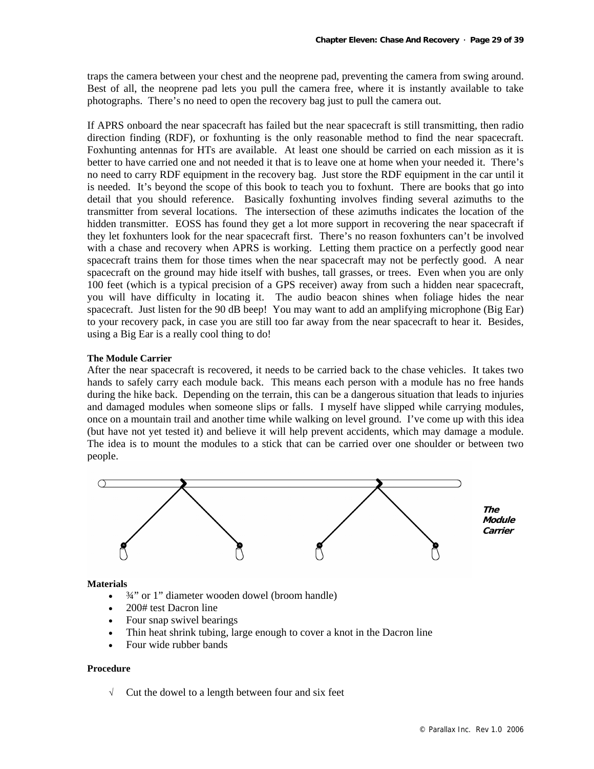traps the camera between your chest and the neoprene pad, preventing the camera from swing around. Best of all, the neoprene pad lets you pull the camera free, where it is instantly available to take photographs. There's no need to open the recovery bag just to pull the camera out.

If APRS onboard the near spacecraft has failed but the near spacecraft is still transmitting, then radio direction finding (RDF), or foxhunting is the only reasonable method to find the near spacecraft. Foxhunting antennas for HTs are available. At least one should be carried on each mission as it is better to have carried one and not needed it that is to leave one at home when your needed it. There's no need to carry RDF equipment in the recovery bag. Just store the RDF equipment in the car until it is needed. It's beyond the scope of this book to teach you to foxhunt. There are books that go into detail that you should reference. Basically foxhunting involves finding several azimuths to the transmitter from several locations. The intersection of these azimuths indicates the location of the hidden transmitter. EOSS has found they get a lot more support in recovering the near spacecraft if they let foxhunters look for the near spacecraft first. There's no reason foxhunters can't be involved with a chase and recovery when APRS is working. Letting them practice on a perfectly good near spacecraft trains them for those times when the near spacecraft may not be perfectly good. A near spacecraft on the ground may hide itself with bushes, tall grasses, or trees. Even when you are only 100 feet (which is a typical precision of a GPS receiver) away from such a hidden near spacecraft, you will have difficulty in locating it. The audio beacon shines when foliage hides the near spacecraft. Just listen for the 90 dB beep! You may want to add an amplifying microphone (Big Ear) to your recovery pack, in case you are still too far away from the near spacecraft to hear it. Besides, using a Big Ear is a really cool thing to do!

#### The Module Carrier

After the near spacecraft is recovered, it needs to be carried back to the chase vehicles. It takes two hands to safely carry each module back. This means each person with a module has no free hands during the hike back. Depending on the terrain, this can be a dangerous situation that leads to injuries and damaged modules when someone slips or falls. I myself have slipped while carrying modules, once on a mountain trail and another time while walking on level ground. I've come up with this idea (but have not yet tested it) and believe it will help prevent accidents, which may damage a module. The idea is to mount the modules to a stick that can be carried over one shoulder or between two people.

***The Module Carrier***

#### Materials

- ¾" or 1" diameter wooden dowel (broom handle)
- 200# test Dacron line
- Four snap swivel bearings
- Thin heat shrink tubing, large enough to cover a knot in the Dacron line
- Four wide rubber bands

#### Procedure

√ Cut the dowel to a length between four and six feet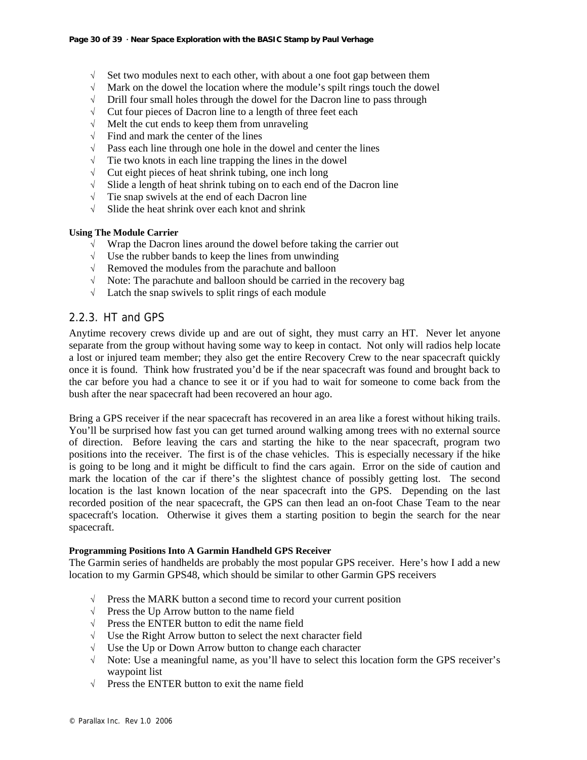- √ Set two modules next to each other, with about a one foot gap between them
- √ Mark on the dowel the location where the module's spilt rings touch the dowel
- √ Drill four small holes through the dowel for the Dacron line to pass through
- √ Cut four pieces of Dacron line to a length of three feet each
- √ Melt the cut ends to keep them from unraveling
- √ Find and mark the center of the lines
- √ Pass each line through one hole in the dowel and center the lines
- √ Tie two knots in each line trapping the lines in the dowel
- √ Cut eight pieces of heat shrink tubing, one inch long
- √ Slide a length of heat shrink tubing on to each end of the Dacron line
- √ Tie snap swivels at the end of each Dacron line
- √ Slide the heat shrink over each knot and shrink

**Using The Module Carrier**

- √ Wrap the Dacron lines around the dowel before taking the carrier out
- √ Use the rubber bands to keep the lines from unwinding
- √ Removed the modules from the parachute and balloon
- √ Note: The parachute and balloon should be carried in the recovery bag
- √ Latch the snap swivels to split rings of each module

### 2.2.3. HT and GPS

Anytime recovery crews divide up and are out of sight, they must carry an HT. Never let anyone separate from the group without having some way to keep in contact. Not only will radios help locate a lost or injured team member; they also get the entire Recovery Crew to the near spacecraft quickly once it is found. Think how frustrated you'd be if the near spacecraft was found and brought back to the car before you had a chance to see it or if you had to wait for someone to come back from the bush after the near spacecraft had been recovered an hour ago.

Bring a GPS receiver if the near spacecraft has recovered in an area like a forest without hiking trails. You'll be surprised how fast you can get turned around walking among trees with no external source of direction. Before leaving the cars and starting the hike to the near spacecraft, program two positions into the receiver. The first is of the chase vehicles. This is especially necessary if the hike is going to be long and it might be difficult to find the cars again. Error on the side of caution and mark the location of the car if there's the slightest chance of possibly getting lost. The second location is the last known location of the near spacecraft into the GPS. Depending on the last recorded position of the near spacecraft, the GPS can then lead an on-foot Chase Team to the near spacecraft's location. Otherwise it gives them a starting position to begin the search for the near spacecraft.

**Programming Positions Into A Garmin Handheld GPS Receiver**

The Garmin series of handhelds are probably the most popular GPS receiver. Here's how I add a new location to my Garmin GPS48, which should be similar to other Garmin GPS receivers

- √ Press the MARK button a second time to record your current position
- √ Press the Up Arrow button to the name field
- √ Press the ENTER button to edit the name field
- √ Use the Right Arrow button to select the next character field
- √ Use the Up or Down Arrow button to change each character
- √ Note: Use a meaningful name, as you'll have to select this location form the GPS receiver's waypoint list
- √ Press the ENTER button to exit the name field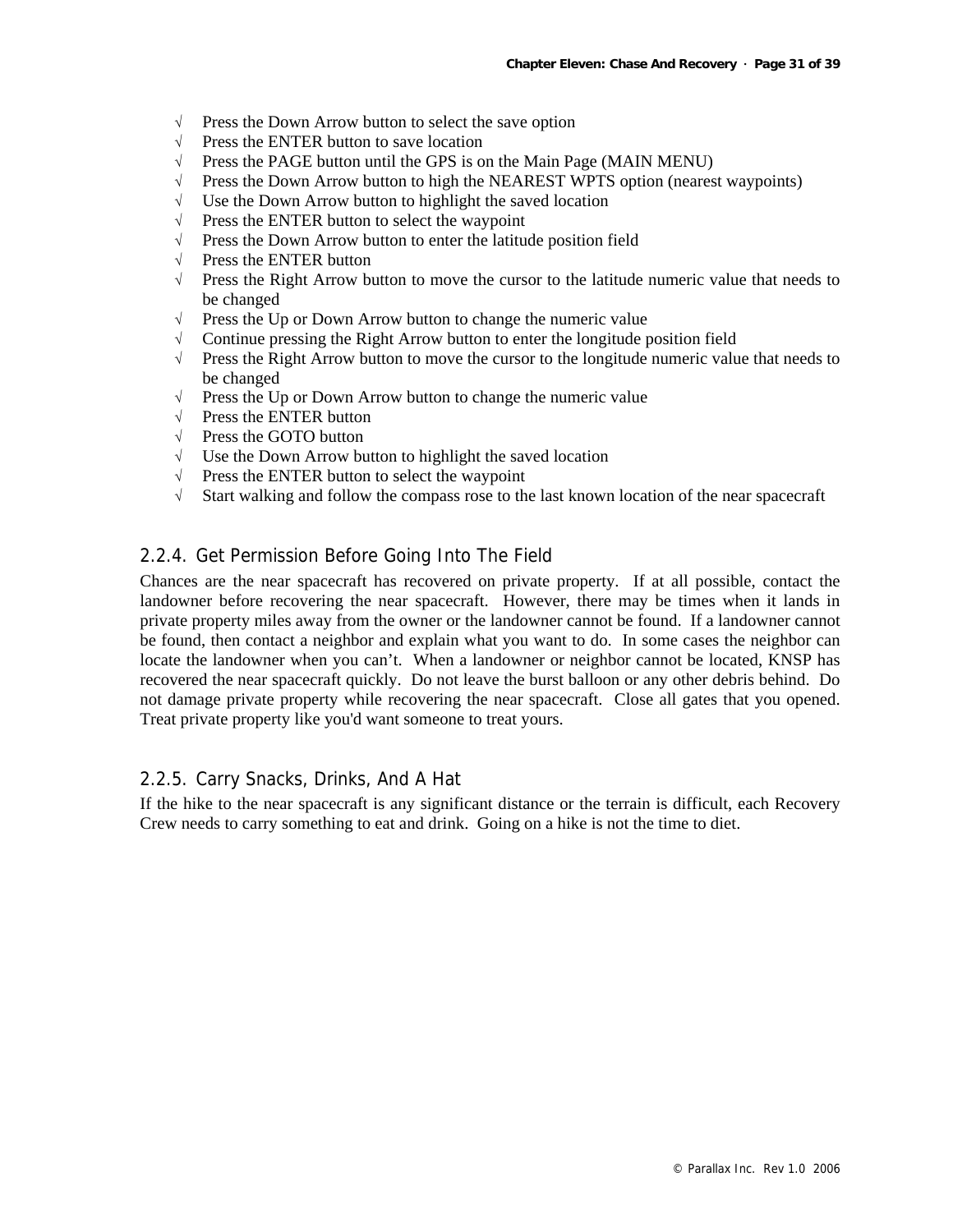- √ Press the Down Arrow button to select the save option
- √ Press the ENTER button to save location
- √ Press the PAGE button until the GPS is on the Main Page (MAIN MENU)
- √ Press the Down Arrow button to high the NEAREST WPTS option (nearest waypoints)
- √ Use the Down Arrow button to highlight the saved location
- √ Press the ENTER button to select the waypoint
- √ Press the Down Arrow button to enter the latitude position field
- √ Press the ENTER button
- √ Press the Right Arrow button to move the cursor to the latitude numeric value that needs to be changed
- √ Press the Up or Down Arrow button to change the numeric value
- √ Continue pressing the Right Arrow button to enter the longitude position field
- √ Press the Right Arrow button to move the cursor to the longitude numeric value that needs to be changed
- √ Press the Up or Down Arrow button to change the numeric value
- √ Press the ENTER button
- √ Press the GOTO button
- √ Use the Down Arrow button to highlight the saved location
- √ Press the ENTER button to select the waypoint
- √ Start walking and follow the compass rose to the last known location of the near spacecraft

### 2.2.4. Get Permission Before Going Into The Field

Chances are the near spacecraft has recovered on private property. If at all possible, contact the landowner before recovering the near spacecraft. However, there may be times when it lands in private property miles away from the owner or the landowner cannot be found. If a landowner cannot be found, then contact a neighbor and explain what you want to do. In some cases the neighbor can locate the landowner when you can't. When a landowner or neighbor cannot be located, KNSP has recovered the near spacecraft quickly. Do not leave the burst balloon or any other debris behind. Do not damage private property while recovering the near spacecraft. Close all gates that you opened. Treat private property like you'd want someone to treat yours.

### 2.2.5. Carry Snacks, Drinks, And A Hat

If the hike to the near spacecraft is any significant distance or the terrain is difficult, each Recovery Crew needs to carry something to eat and drink. Going on a hike is not the time to diet.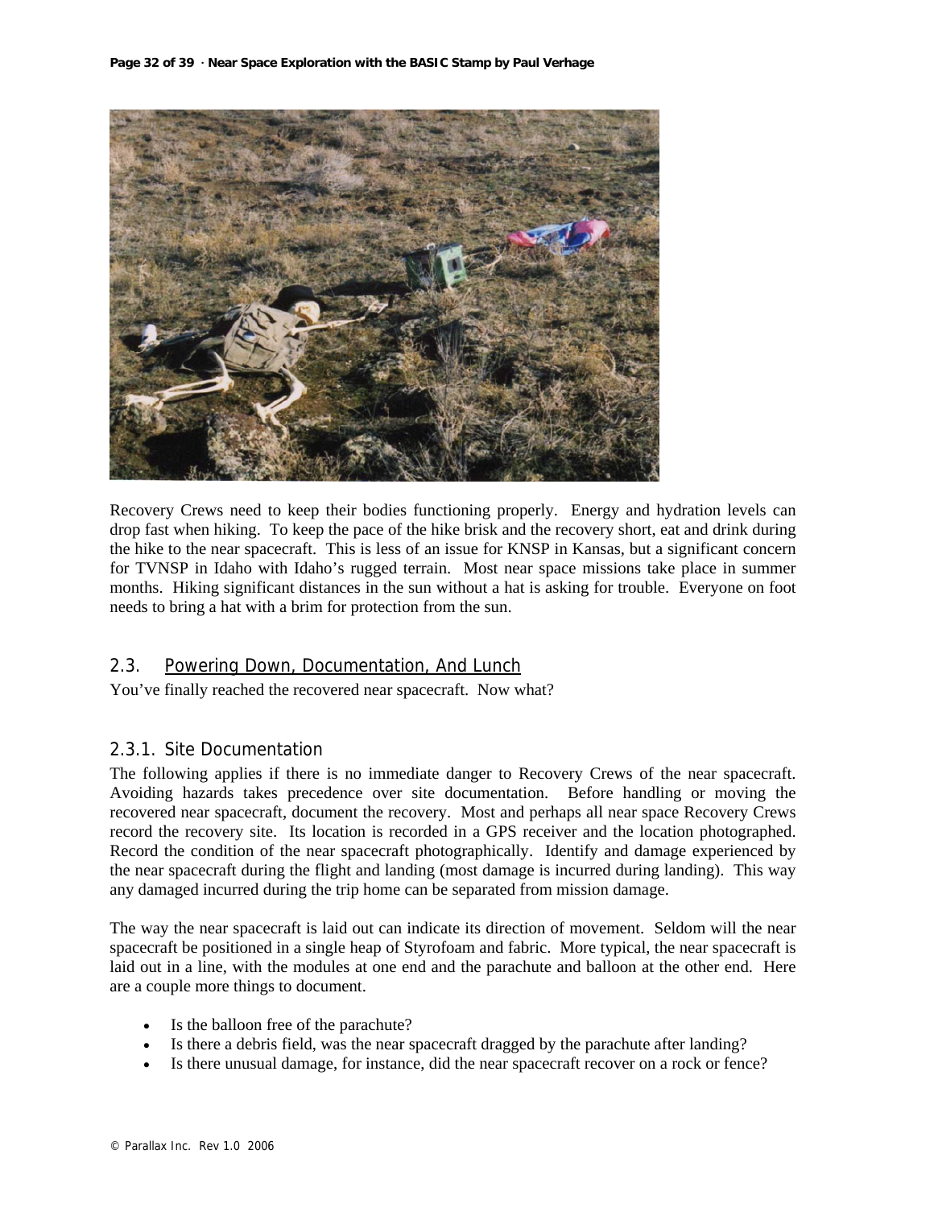Recovery Crews need to keep their bodies functioning properly. Energy and hydration levels can drop fast when hiking. To keep the pace of the hike brisk and the recovery short, eat and drink during the hike to the near spacecraft. This is less of an issue for KNSP in Kansas, but a significant concern for TVNSP in Idaho with Idaho's rugged terrain. Most near space missions take place in summer months. Hiking significant distances in the sun without a hat is asking for trouble. Everyone on foot needs to bring a hat with a brim for protection from the sun.

## 2.3. Powering Down, Documentation, And Lunch

You've finally reached the recovered near spacecraft. Now what?

### 2.3.1. Site Documentation

The following applies if there is no immediate danger to Recovery Crews of the near spacecraft. Avoiding hazards takes precedence over site documentation. Before handling or moving the recovered near spacecraft, document the recovery. Most and perhaps all near space Recovery Crews record the recovery site. Its location is recorded in a GPS receiver and the location photographed. Record the condition of the near spacecraft photographically. Identify and damage experienced by the near spacecraft during the flight and landing (most damage is incurred during landing). This way any damaged incurred during the trip home can be separated from mission damage.

The way the near spacecraft is laid out can indicate its direction of movement. Seldom will the near spacecraft be positioned in a single heap of Styrofoam and fabric. More typical, the near spacecraft is laid out in a line, with the modules at one end and the parachute and balloon at the other end. Here are a couple more things to document.

- Is the balloon free of the parachute?
- Is there a debris field, was the near spacecraft dragged by the parachute after landing?
- Is there unusual damage, for instance, did the near spacecraft recover on a rock or fence?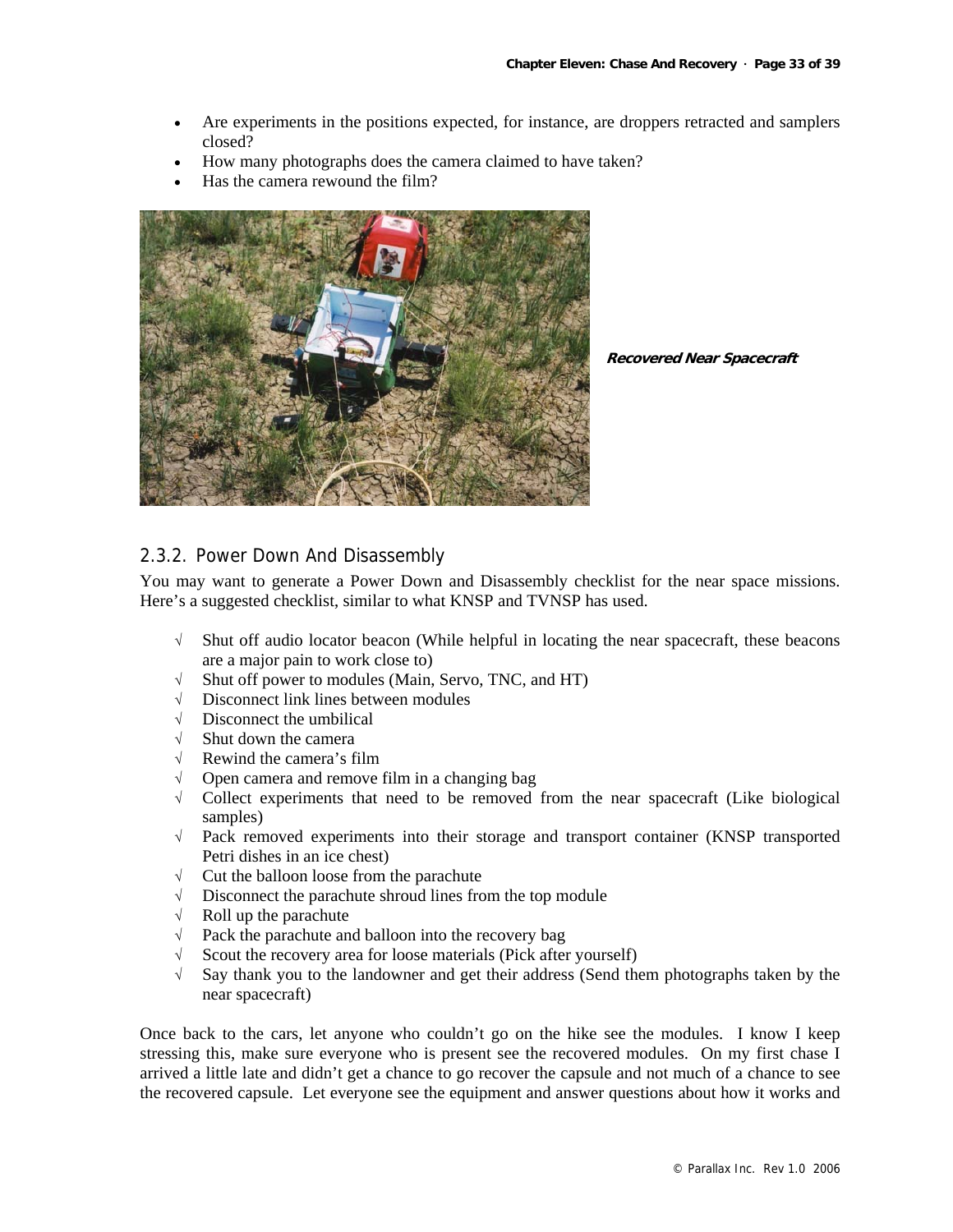- Are experiments in the positions expected, for instance, are droppers retracted and samplers closed?
- How many photographs does the camera claimed to have taken?
- Has the camera rewound the film?

***Recovered Near Spacecraft***

## 2.3.2. Power Down And Disassembly

You may want to generate a Power Down and Disassembly checklist for the near space missions. Here's a suggested checklist, similar to what KNSP and TVNSP has used.

- √ Shut off audio locator beacon (While helpful in locating the near spacecraft, these beacons are a major pain to work close to)
- √ Shut off power to modules (Main, Servo, TNC, and HT)
- √ Disconnect link lines between modules
- √ Disconnect the umbilical
- √ Shut down the camera
- √ Rewind the camera's film
- √ Open camera and remove film in a changing bag
- √ Collect experiments that need to be removed from the near spacecraft (Like biological samples)
- √ Pack removed experiments into their storage and transport container (KNSP transported Petri dishes in an ice chest)
- √ Cut the balloon loose from the parachute
- √ Disconnect the parachute shroud lines from the top module
- √ Roll up the parachute
- √ Pack the parachute and balloon into the recovery bag
- √ Scout the recovery area for loose materials (Pick after yourself)
- √ Say thank you to the landowner and get their address (Send them photographs taken by the near spacecraft)

Once back to the cars, let anyone who couldn't go on the hike see the modules. I know I keep stressing this, make sure everyone who is present see the recovered modules. On my first chase I arrived a little late and didn't get a chance to go recover the capsule and not much of a chance to see the recovered capsule. Let everyone see the equipment and answer questions about how it works and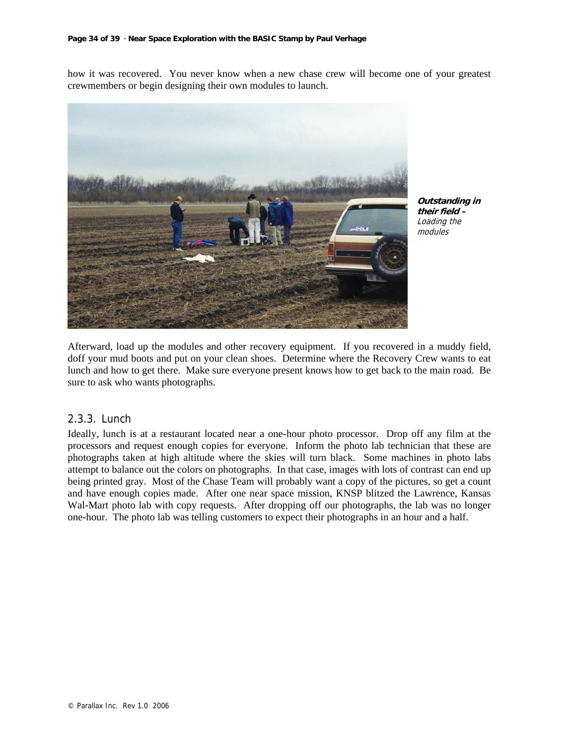how it was recovered.  You never know when a new chase crew will become one of your greatest crewmembers or begin designing their own modules to launch.

***Outstanding in their field –*** *Loading the modules*

Afterward, load up the modules and other recovery equipment.  If you recovered in a muddy field, doff your mud boots and put on your clean shoes.  Determine where the Recovery Crew wants to eat lunch and how to get there.  Make sure everyone present knows how to get back to the main road.  Be sure to ask who wants photographs.

### 2.3.3. Lunch

Ideally, lunch is at a restaurant located near a one-hour photo processor.  Drop off any film at the processors and request enough copies for everyone.  Inform the photo lab technician that these are photographs taken at high altitude where the skies will turn black.  Some machines in photo labs attempt to balance out the colors on photographs.  In that case, images with lots of contrast can end up being printed gray.  Most of the Chase Team will probably want a copy of the pictures, so get a count and have enough copies made.  After one near space mission, KNSP blitzed the Lawrence, Kansas Wal-Mart photo lab with copy requests.  After dropping off our photographs, the lab was no longer one-hour.  The photo lab was telling customers to expect their photographs in an hour and a half.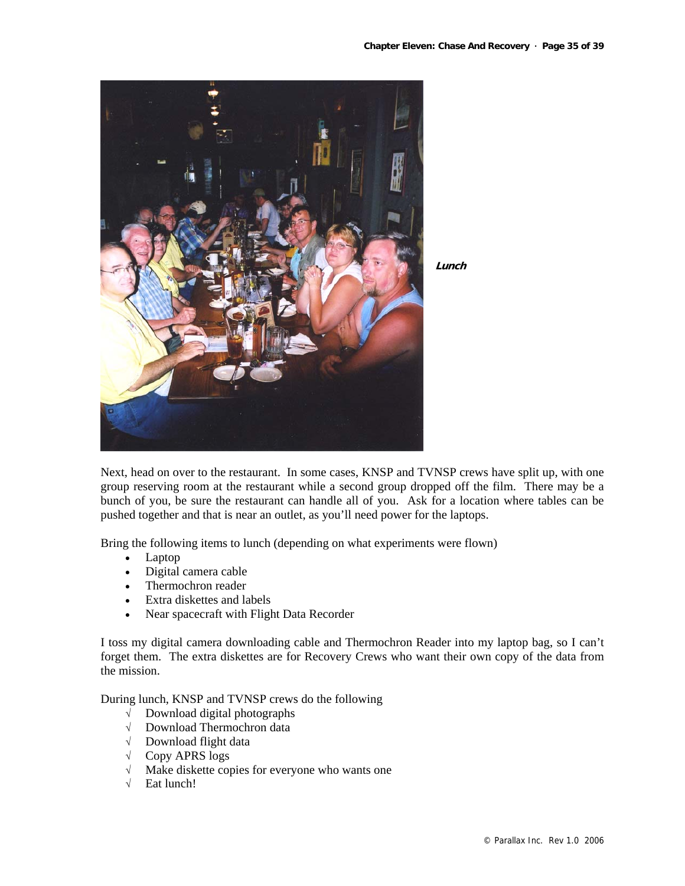***Lunch***

Next, head on over to the restaurant. In some cases, KNSP and TVNSP crews have split up, with one group reserving room at the restaurant while a second group dropped off the film. There may be a bunch of you, be sure the restaurant can handle all of you. Ask for a location where tables can be pushed together and that is near an outlet, as you'll need power for the laptops.

Bring the following items to lunch (depending on what experiments were flown)

- Laptop
- Digital camera cable
- Thermochron reader
- Extra diskettes and labels
- Near spacecraft with Flight Data Recorder

I toss my digital camera downloading cable and Thermochron Reader into my laptop bag, so I can't forget them. The extra diskettes are for Recovery Crews who want their own copy of the data from the mission.

During lunch, KNSP and TVNSP crews do the following

- √ Download digital photographs
- √ Download Thermochron data
- √ Download flight data
- √ Copy APRS logs
- √ Make diskette copies for everyone who wants one
- √ Eat lunch!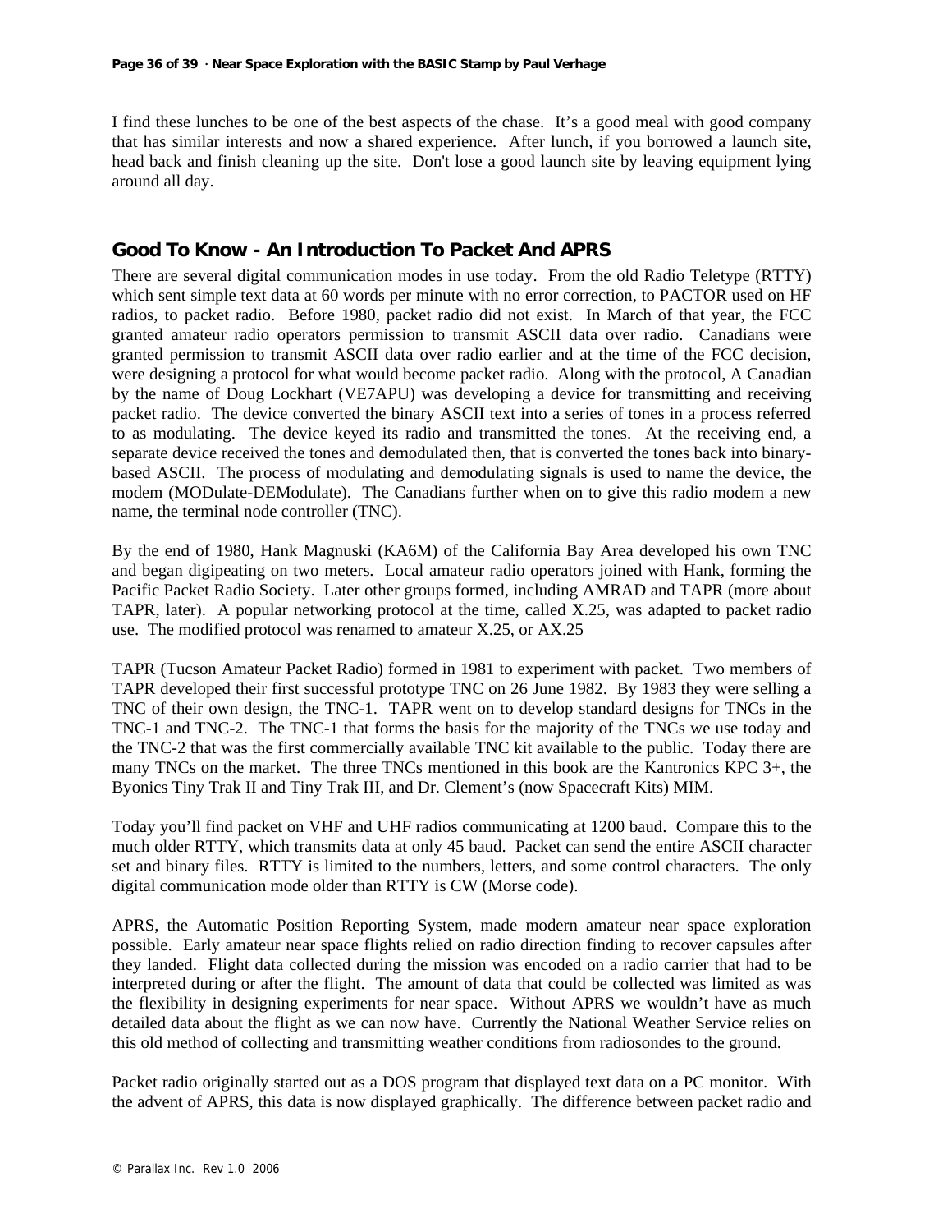I find these lunches to be one of the best aspects of the chase. It's a good meal with good company that has similar interests and now a shared experience. After lunch, if you borrowed a launch site, head back and finish cleaning up the site. Don't lose a good launch site by leaving equipment lying around all day.

## Good To Know - An Introduction To Packet And APRS

There are several digital communication modes in use today. From the old Radio Teletype (RTTY) which sent simple text data at 60 words per minute with no error correction, to PACTOR used on HF radios, to packet radio. Before 1980, packet radio did not exist. In March of that year, the FCC granted amateur radio operators permission to transmit ASCII data over radio. Canadians were granted permission to transmit ASCII data over radio earlier and at the time of the FCC decision, were designing a protocol for what would become packet radio. Along with the protocol, A Canadian by the name of Doug Lockhart (VE7APU) was developing a device for transmitting and receiving packet radio. The device converted the binary ASCII text into a series of tones in a process referred to as modulating. The device keyed its radio and transmitted the tones. At the receiving end, a separate device received the tones and demodulated then, that is converted the tones back into binary-based ASCII. The process of modulating and demodulating signals is used to name the device, the modem (MODulate-DEModulate). The Canadians further when on to give this radio modem a new name, the terminal node controller (TNC).

By the end of 1980, Hank Magnuski (KA6M) of the California Bay Area developed his own TNC and began digipeating on two meters. Local amateur radio operators joined with Hank, forming the Pacific Packet Radio Society. Later other groups formed, including AMRAD and TAPR (more about TAPR, later). A popular networking protocol at the time, called X.25, was adapted to packet radio use. The modified protocol was renamed to amateur X.25, or AX.25

TAPR (Tucson Amateur Packet Radio) formed in 1981 to experiment with packet. Two members of TAPR developed their first successful prototype TNC on 26 June 1982. By 1983 they were selling a TNC of their own design, the TNC-1. TAPR went on to develop standard designs for TNCs in the TNC-1 and TNC-2. The TNC-1 that forms the basis for the majority of the TNCs we use today and the TNC-2 that was the first commercially available TNC kit available to the public. Today there are many TNCs on the market. The three TNCs mentioned in this book are the Kantronics KPC 3+, the Byonics Tiny Trak II and Tiny Trak III, and Dr. Clement's (now Spacecraft Kits) MIM.

Today you'll find packet on VHF and UHF radios communicating at 1200 baud. Compare this to the much older RTTY, which transmits data at only 45 baud. Packet can send the entire ASCII character set and binary files. RTTY is limited to the numbers, letters, and some control characters. The only digital communication mode older than RTTY is CW (Morse code).

APRS, the Automatic Position Reporting System, made modern amateur near space exploration possible. Early amateur near space flights relied on radio direction finding to recover capsules after they landed. Flight data collected during the mission was encoded on a radio carrier that had to be interpreted during or after the flight. The amount of data that could be collected was limited as was the flexibility in designing experiments for near space. Without APRS we wouldn't have as much detailed data about the flight as we can now have. Currently the National Weather Service relies on this old method of collecting and transmitting weather conditions from radiosondes to the ground.

Packet radio originally started out as a DOS program that displayed text data on a PC monitor. With the advent of APRS, this data is now displayed graphically. The difference between packet radio and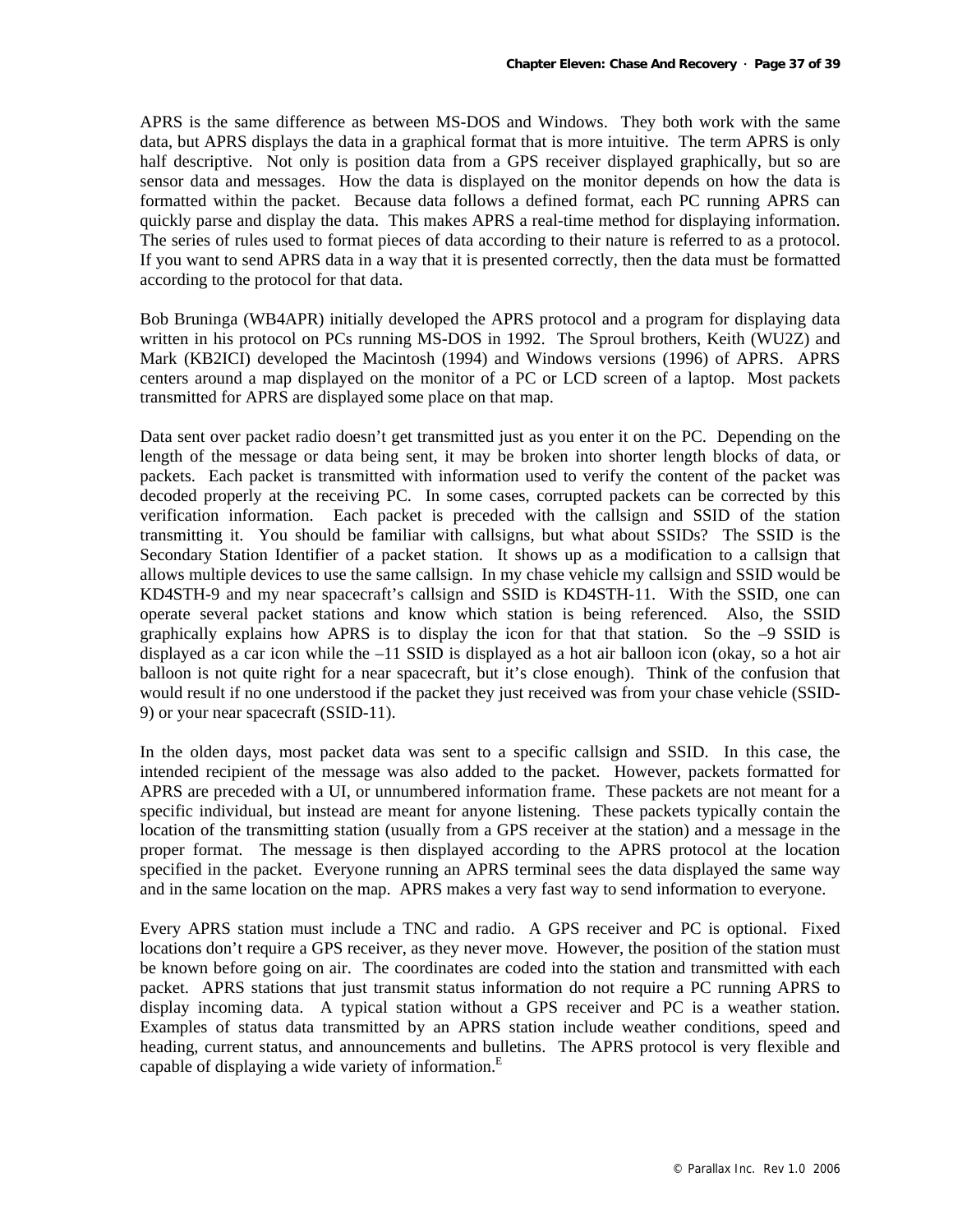APRS is the same difference as between MS-DOS and Windows. They both work with the same data, but APRS displays the data in a graphical format that is more intuitive. The term APRS is only half descriptive. Not only is position data from a GPS receiver displayed graphically, but so are sensor data and messages. How the data is displayed on the monitor depends on how the data is formatted within the packet. Because data follows a defined format, each PC running APRS can quickly parse and display the data. This makes APRS a real-time method for displaying information. The series of rules used to format pieces of data according to their nature is referred to as a protocol. If you want to send APRS data in a way that it is presented correctly, then the data must be formatted according to the protocol for that data.

Bob Bruninga (WB4APR) initially developed the APRS protocol and a program for displaying data written in his protocol on PCs running MS-DOS in 1992. The Sproul brothers, Keith (WU2Z) and Mark (KB2ICI) developed the Macintosh (1994) and Windows versions (1996) of APRS. APRS centers around a map displayed on the monitor of a PC or LCD screen of a laptop. Most packets transmitted for APRS are displayed some place on that map.

Data sent over packet radio doesn't get transmitted just as you enter it on the PC. Depending on the length of the message or data being sent, it may be broken into shorter length blocks of data, or packets. Each packet is transmitted with information used to verify the content of the packet was decoded properly at the receiving PC. In some cases, corrupted packets can be corrected by this verification information. Each packet is preceded with the callsign and SSID of the station transmitting it. You should be familiar with callsigns, but what about SSIDs? The SSID is the Secondary Station Identifier of a packet station. It shows up as a modification to a callsign that allows multiple devices to use the same callsign. In my chase vehicle my callsign and SSID would be KD4STH-9 and my near spacecraft's callsign and SSID is KD4STH-11. With the SSID, one can operate several packet stations and know which station is being referenced. Also, the SSID graphically explains how APRS is to display the icon for that that station. So the –9 SSID is displayed as a car icon while the –11 SSID is displayed as a hot air balloon icon (okay, so a hot air balloon is not quite right for a near spacecraft, but it's close enough). Think of the confusion that would result if no one understood if the packet they just received was from your chase vehicle (SSID-9) or your near spacecraft (SSID-11).

In the olden days, most packet data was sent to a specific callsign and SSID. In this case, the intended recipient of the message was also added to the packet. However, packets formatted for APRS are preceded with a UI, or unnumbered information frame. These packets are not meant for a specific individual, but instead are meant for anyone listening. These packets typically contain the location of the transmitting station (usually from a GPS receiver at the station) and a message in the proper format. The message is then displayed according to the APRS protocol at the location specified in the packet. Everyone running an APRS terminal sees the data displayed the same way and in the same location on the map. APRS makes a very fast way to send information to everyone.

Every APRS station must include a TNC and radio. A GPS receiver and PC is optional. Fixed locations don't require a GPS receiver, as they never move. However, the position of the station must be known before going on air. The coordinates are coded into the station and transmitted with each packet. APRS stations that just transmit status information do not require a PC running APRS to display incoming data. A typical station without a GPS receiver and PC is a weather station. Examples of status data transmitted by an APRS station include weather conditions, speed and heading, current status, and announcements and bulletins. The APRS protocol is very flexible and capable of displaying a wide variety of information.[E]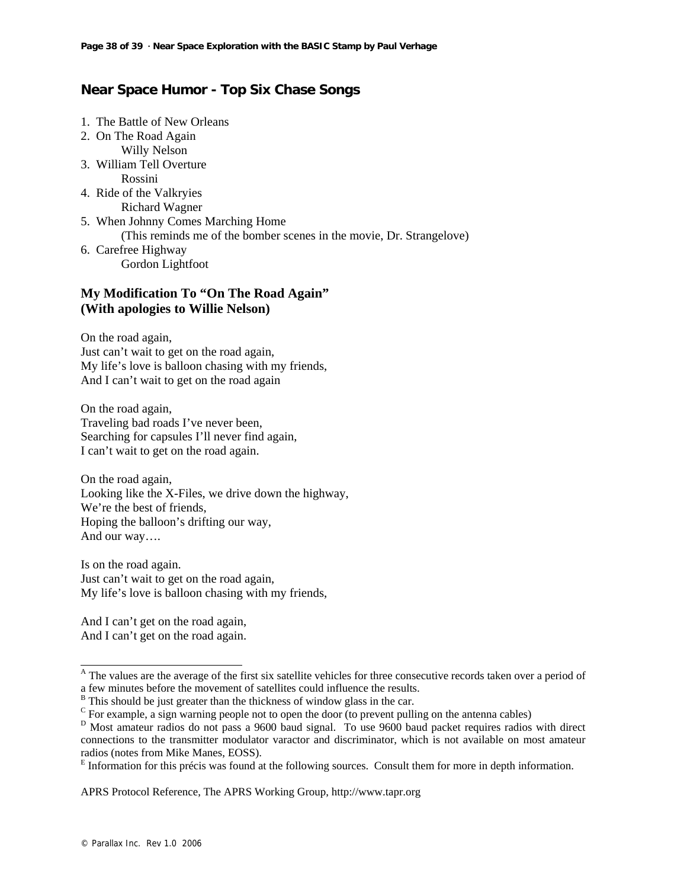## Near Space Humor - Top Six Chase Songs

1. The Battle of New Orleans
2. On The Road Again
   Willy Nelson
3. William Tell Overture
   Rossini
4. Ride of the Valkryies
   Richard Wagner
5. When Johnny Comes Marching Home
   (This reminds me of the bomber scenes in the movie, Dr. Strangelove)
6. Carefree Highway
   Gordon Lightfoot

### My Modification To "On The Road Again" (With apologies to Willie Nelson)

On the road again,
Just can't wait to get on the road again,
My life's love is balloon chasing with my friends,
And I can't wait to get on the road again

On the road again,
Traveling bad roads I've never been,
Searching for capsules I'll never find again,
I can't wait to get on the road again.

On the road again,
Looking like the X-Files, we drive down the highway,
We're the best of friends,
Hoping the balloon's drifting our way,
And our way….

Is on the road again.
Just can't wait to get on the road again,
My life's love is balloon chasing with my friends,

And I can't get on the road again,
And I can't get on the road again.

---

[A] The values are the average of the first six satellite vehicles for three consecutive records taken over a period of a few minutes before the movement of satellites could influence the results.

[B] This should be just greater than the thickness of window glass in the car.

[C] For example, a sign warning people not to open the door (to prevent pulling on the antenna cables)

[D] Most amateur radios do not pass a 9600 baud signal. To use 9600 baud packet requires radios with direct connections to the transmitter modulator varactor and discriminator, which is not available on most amateur radios (notes from Mike Manes, EOSS).

[E] Information for this précis was found at the following sources. Consult them for more in depth information.

APRS Protocol Reference, The APRS Working Group, http://www.tapr.org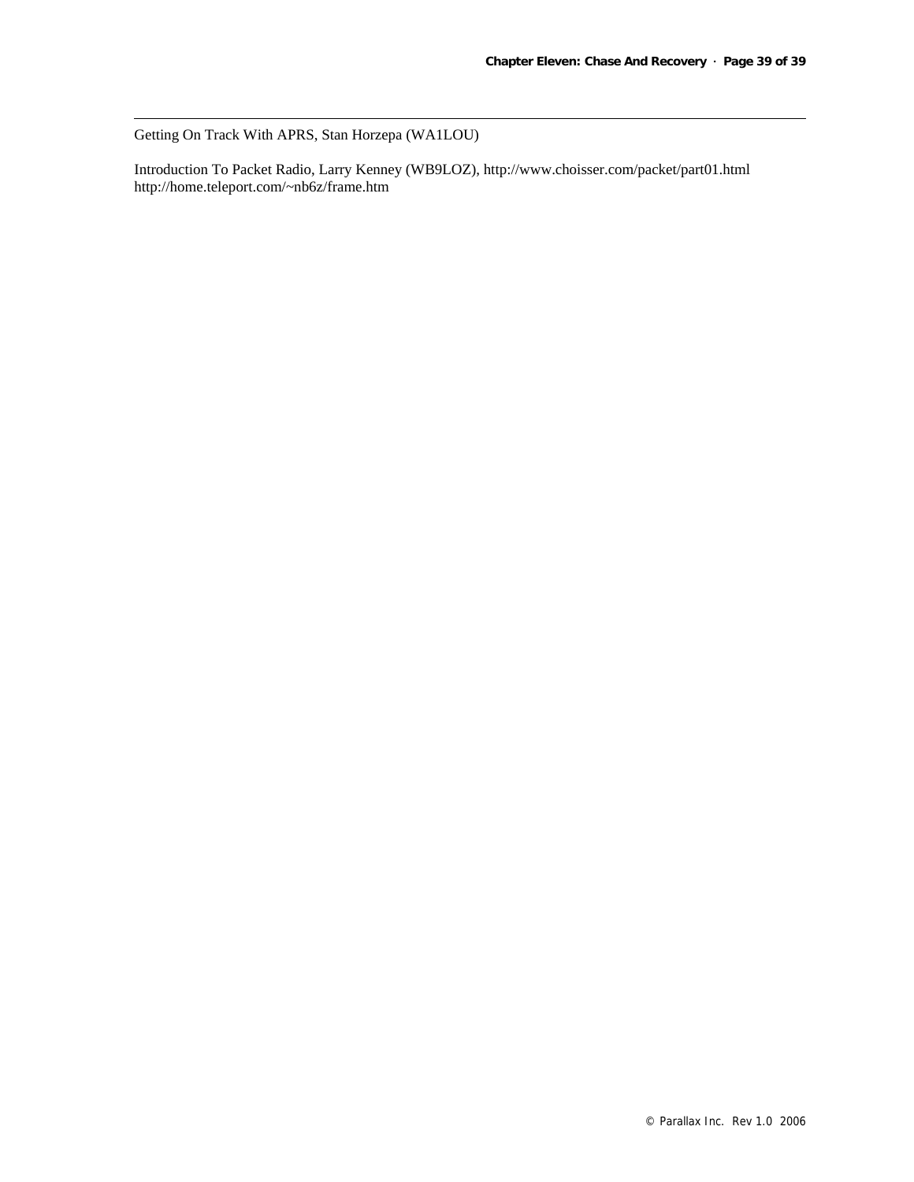Getting On Track With APRS, Stan Horzepa (WA1LOU)

Introduction To Packet Radio, Larry Kenney (WB9LOZ), http://www.choisser.com/packet/part01.html
http://home.teleport.com/~nb6z/frame.htm